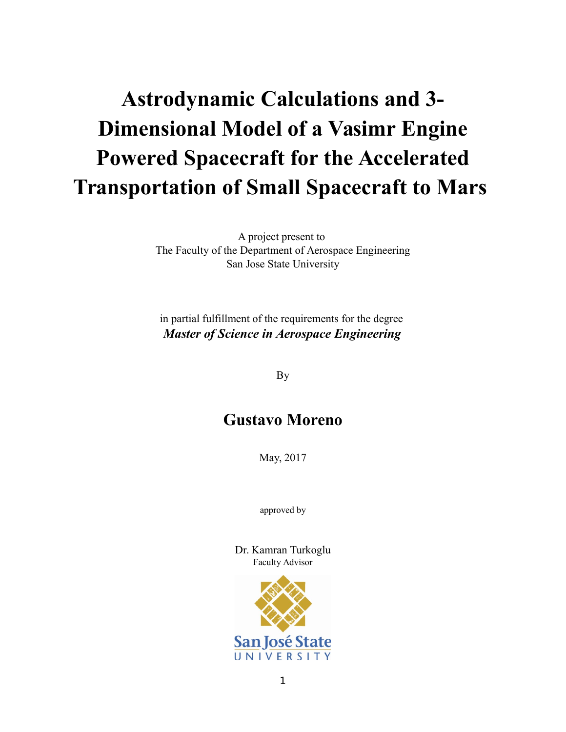# Astrodynamic Calculations and 3-Dimensional Model of a Vasimr Engine Powered Spacecraft for the Accelerated Transportation of Small Spacecraft to Mars

A project present to
The Faculty of the Department of Aerospace Engineering
San Jose State University

in partial fulfillment of the requirements for the degree
***Master of Science in Aerospace Engineering***

By

## Gustavo Moreno

May, 2017

approved by

Dr. Kamran Turkoglu
Faculty Advisor

San José State
UNIVERSITY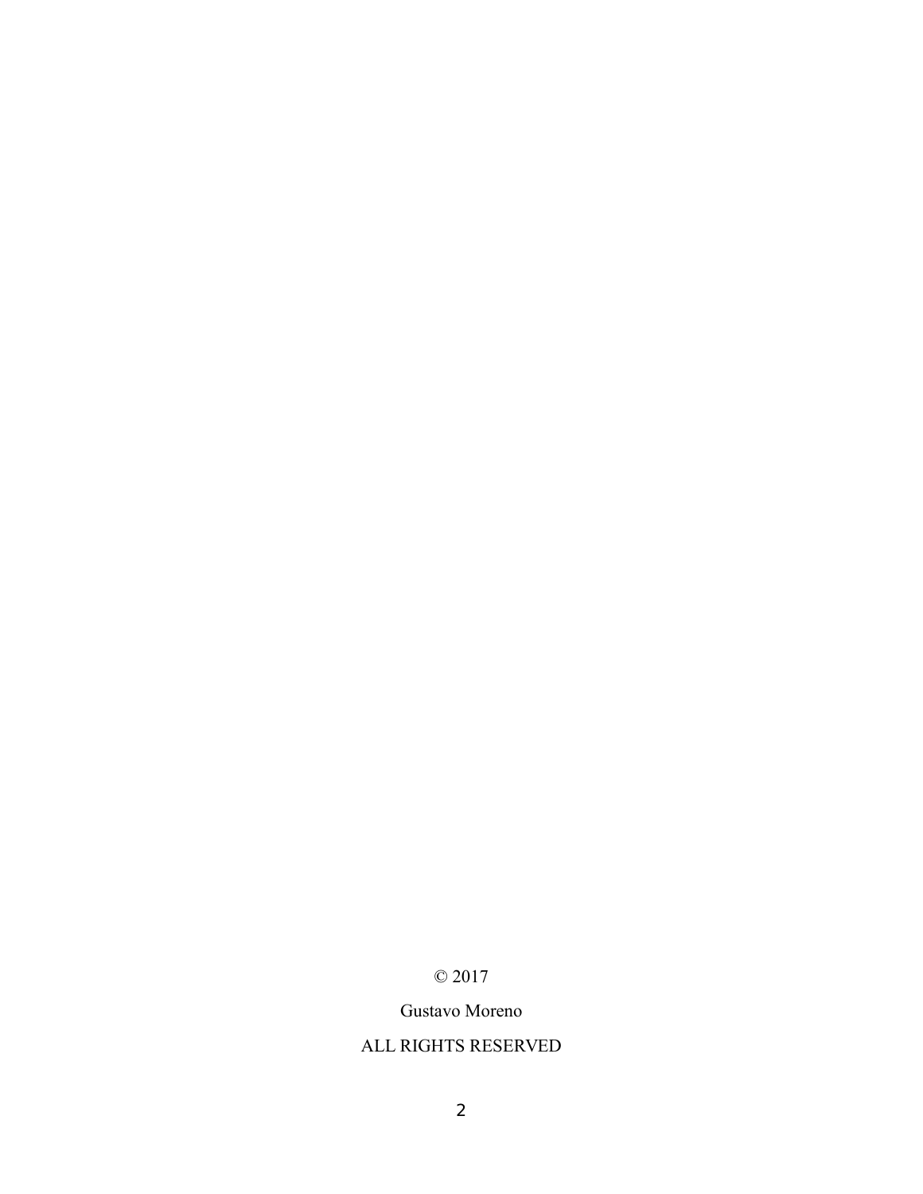© 2017

Gustavo Moreno

ALL RIGHTS RESERVED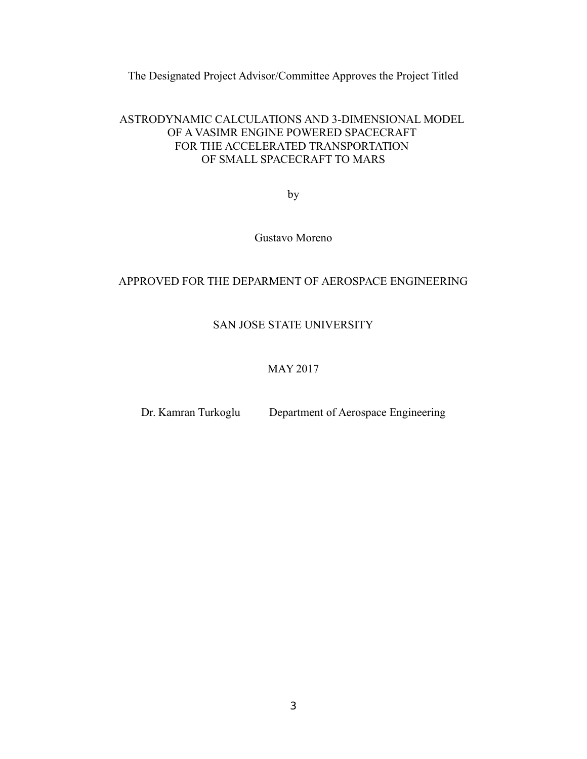The Designated Project Advisor/Committee Approves the Project Titled

ASTRODYNAMIC CALCULATIONS AND 3-DIMENSIONAL MODEL
OF A VASIMR ENGINE POWERED SPACECRAFT
FOR THE ACCELERATED TRANSPORTATION
OF SMALL SPACECRAFT TO MARS

by

Gustavo Moreno

APPROVED FOR THE DEPARMENT OF AEROSPACE ENGINEERING

SAN JOSE STATE UNIVERSITY

MAY 2017

Dr. Kamran Turkoglu Department of Aerospace Engineering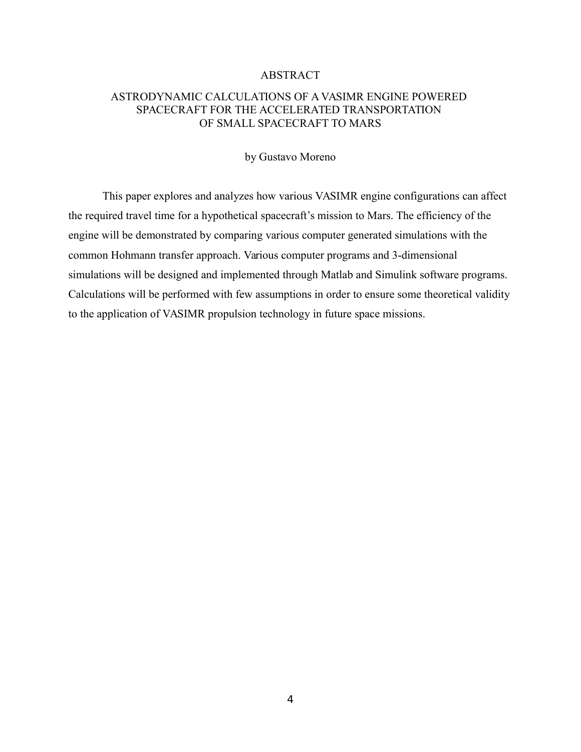# ABSTRACT

## ASTRODYNAMIC CALCULATIONS OF A VASIMR ENGINE POWERED SPACECRAFT FOR THE ACCELERATED TRANSPORTATION OF SMALL SPACECRAFT TO MARS

by Gustavo Moreno

This paper explores and analyzes how various VASIMR engine configurations can affect the required travel time for a hypothetical spacecraft's mission to Mars. The efficiency of the engine will be demonstrated by comparing various computer generated simulations with the common Hohmann transfer approach. Various computer programs and 3-dimensional simulations will be designed and implemented through Matlab and Simulink software programs. Calculations will be performed with few assumptions in order to ensure some theoretical validity to the application of VASIMR propulsion technology in future space missions.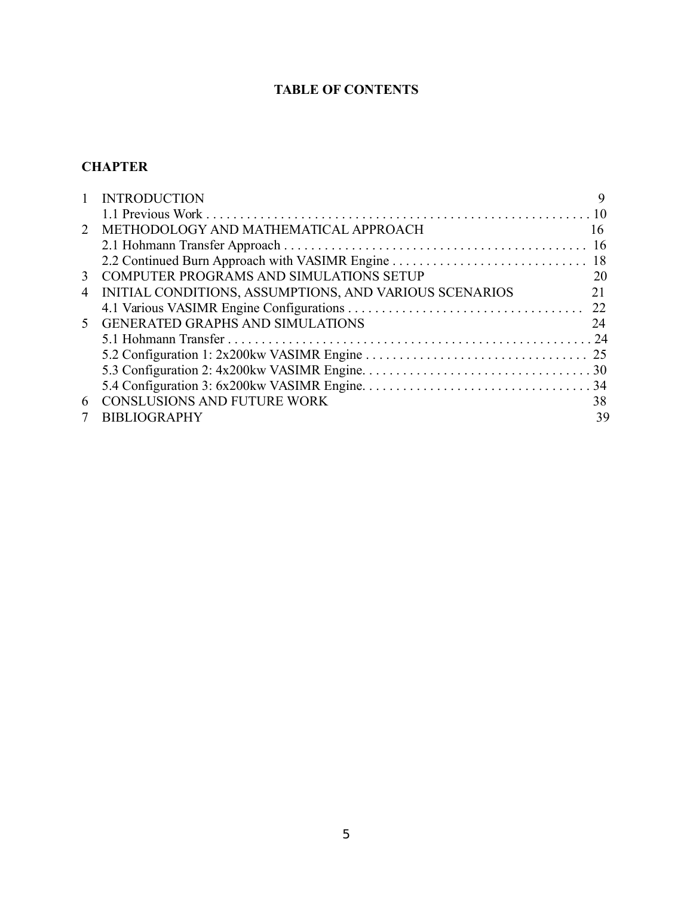# TABLE OF CONTENTS

**CHAPTER**

| | | |
|---|---|---|
| 1 | INTRODUCTION | 9 |
| | 1.1 Previous Work | 10 |
| 2 | METHODOLOGY AND MATHEMATICAL APPROACH | 16 |
| | 2.1 Hohmann Transfer Approach | 16 |
| | 2.2 Continued Burn Approach with VASIMR Engine | 18 |
| 3 | COMPUTER PROGRAMS AND SIMULATIONS SETUP | 20 |
| 4 | INITIAL CONDITIONS, ASSUMPTIONS, AND VARIOUS SCENARIOS | 21 |
| | 4.1 Various VASIMR Engine Configurations | 22 |
| 5 | GENERATED GRAPHS AND SIMULATIONS | 24 |
| | 5.1 Hohmann Transfer | 24 |
| | 5.2 Configuration 1: 2x200kw VASIMR Engine | 25 |
| | 5.3 Configuration 2: 4x200kw VASIMR Engine. | 30 |
| | 5.4 Configuration 3: 6x200kw VASIMR Engine. | 34 |
| 6 | CONSLUSIONS AND FUTURE WORK | 38 |
| 7 | BIBLIOGRAPHY | 39 |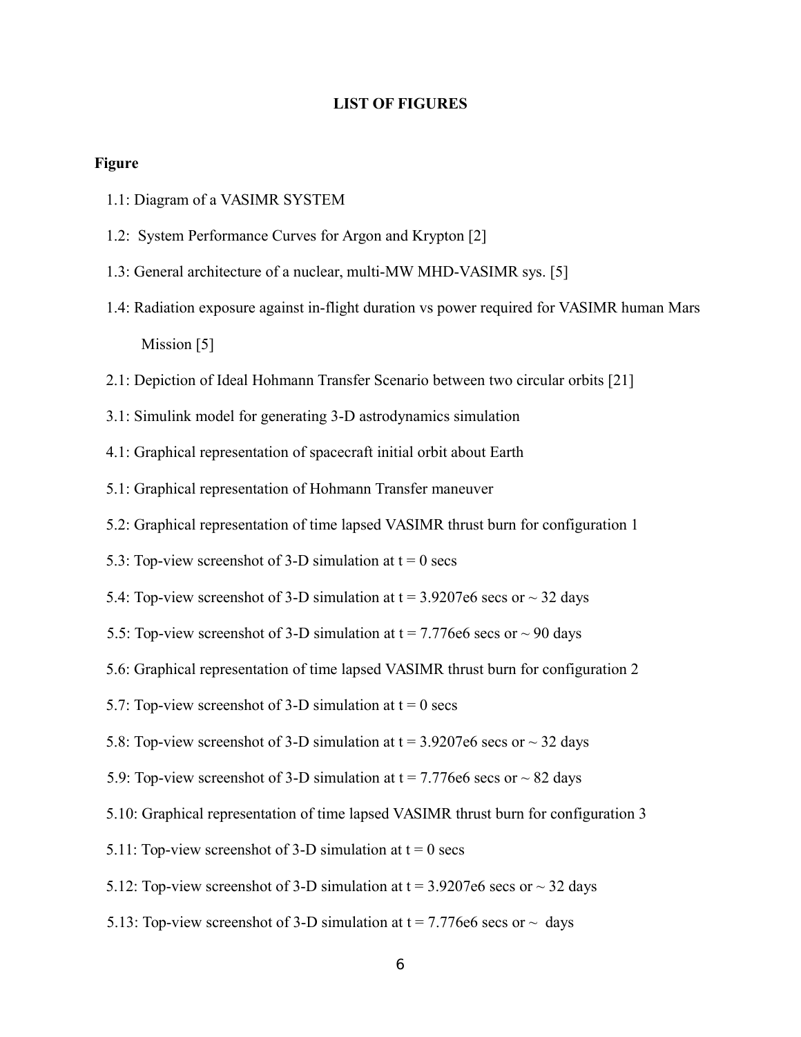## LIST OF FIGURES

**Figure**

1.1: Diagram of a VASIMR SYSTEM

1.2: System Performance Curves for Argon and Krypton [2]

1.3: General architecture of a nuclear, multi-MW MHD-VASIMR sys. [5]

1.4: Radiation exposure against in-flight duration vs power required for VASIMR human Mars Mission [5]

2.1: Depiction of Ideal Hohmann Transfer Scenario between two circular orbits [21]

3.1: Simulink model for generating 3-D astrodynamics simulation

4.1: Graphical representation of spacecraft initial orbit about Earth

5.1: Graphical representation of Hohmann Transfer maneuver

5.2: Graphical representation of time lapsed VASIMR thrust burn for configuration 1

5.3: Top-view screenshot of 3-D simulation at t = 0 secs

5.4: Top-view screenshot of 3-D simulation at t = 3.9207e6 secs or ~ 32 days

5.5: Top-view screenshot of 3-D simulation at t = 7.776e6 secs or ~ 90 days

5.6: Graphical representation of time lapsed VASIMR thrust burn for configuration 2

5.7: Top-view screenshot of 3-D simulation at t = 0 secs

5.8: Top-view screenshot of 3-D simulation at t = 3.9207e6 secs or ~ 32 days

5.9: Top-view screenshot of 3-D simulation at t = 7.776e6 secs or ~ 82 days

5.10: Graphical representation of time lapsed VASIMR thrust burn for configuration 3

5.11: Top-view screenshot of 3-D simulation at t = 0 secs

5.12: Top-view screenshot of 3-D simulation at t = 3.9207e6 secs or ~ 32 days

5.13: Top-view screenshot of 3-D simulation at t = 7.776e6 secs or ~ days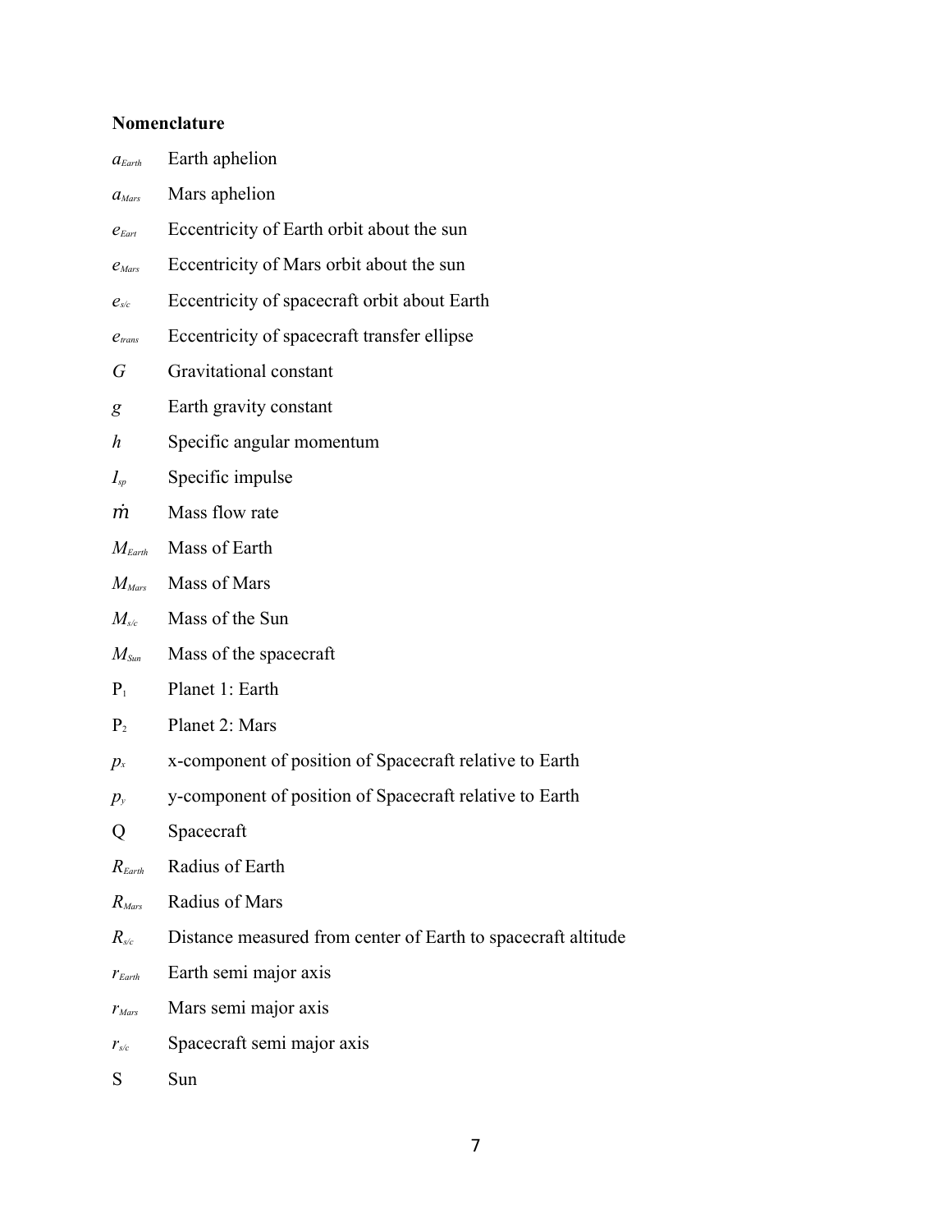**Nomenclature**

| | |
|---|---|
| $a_{Earth}$ | Earth aphelion |
| $a_{Mars}$ | Mars aphelion |
| $e_{Eart}$ | Eccentricity of Earth orbit about the sun |
| $e_{Mars}$ | Eccentricity of Mars orbit about the sun |
| $e_{s/c}$ | Eccentricity of spacecraft orbit about Earth |
| $e_{trans}$ | Eccentricity of spacecraft transfer ellipse |
| $G$ | Gravitational constant |
| $g$ | Earth gravity constant |
| $h$ | Specific angular momentum |
| $I_{sp}$ | Specific impulse |
| $\dot{m}$ | Mass flow rate |
| $M_{Earth}$ | Mass of Earth |
| $M_{Mars}$ | Mass of Mars |
| $M_{s/c}$ | Mass of the Sun |
| $M_{Sun}$ | Mass of the spacecraft |
| $P_1$ | Planet 1: Earth |
| $P_2$ | Planet 2: Mars |
| $p_x$ | x-component of position of Spacecraft relative to Earth |
| $p_y$ | y-component of position of Spacecraft relative to Earth |
| Q | Spacecraft |
| $R_{Earth}$ | Radius of Earth |
| $R_{Mars}$ | Radius of Mars |
| $R_{s/c}$ | Distance measured from center of Earth to spacecraft altitude |
| $r_{Earth}$ | Earth semi major axis |
| $r_{Mars}$ | Mars semi major axis |
| $r_{s/c}$ | Spacecraft semi major axis |
| S | Sun |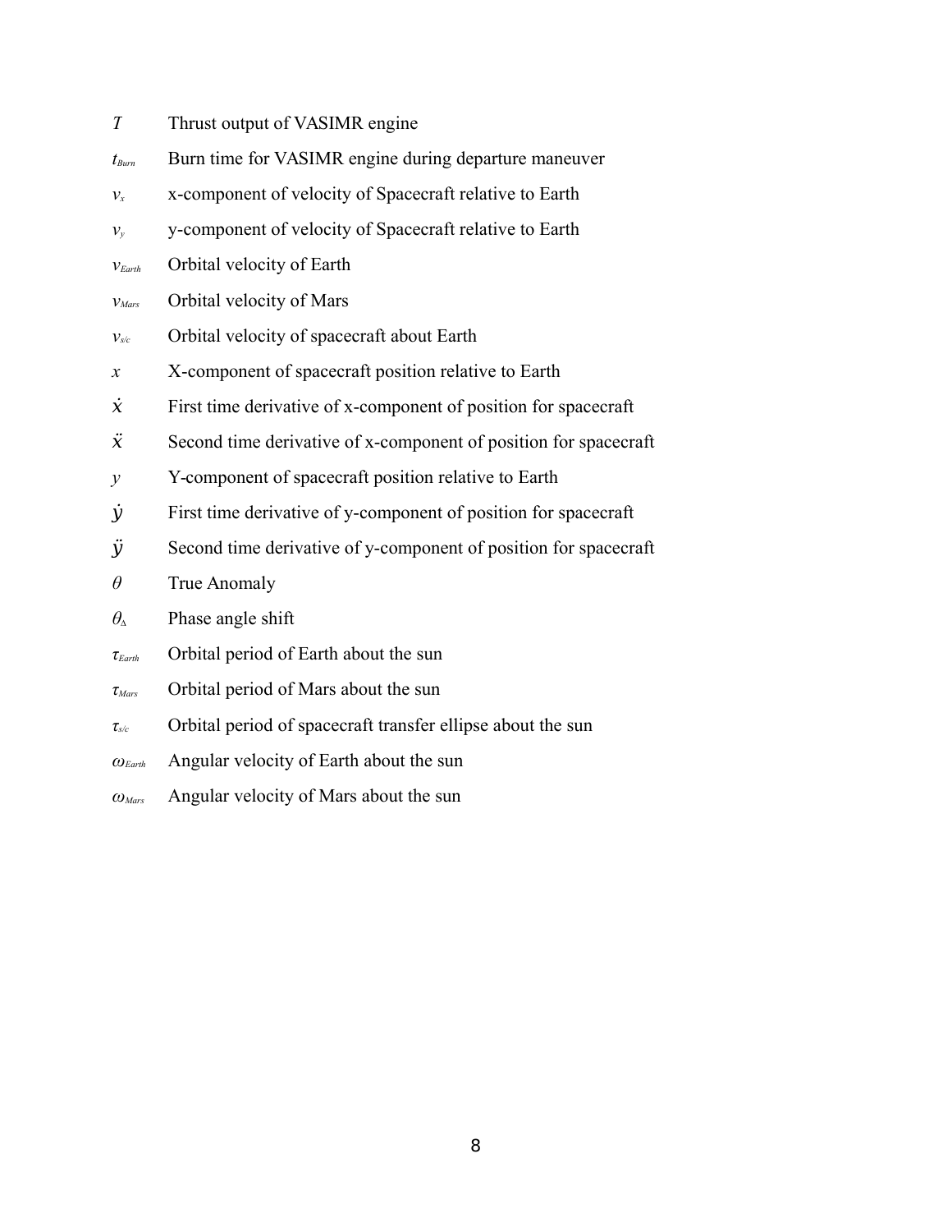$T$ Thrust output of VASIMR engine

$t_{Burn}$ Burn time for VASIMR engine during departure maneuver

$v_x$ x-component of velocity of Spacecraft relative to Earth

$v_y$ y-component of velocity of Spacecraft relative to Earth

$v_{Earth}$ Orbital velocity of Earth

$v_{Mars}$ Orbital velocity of Mars

$v_{s/c}$ Orbital velocity of spacecraft about Earth

$x$ X-component of spacecraft position relative to Earth

$\dot{x}$ First time derivative of x-component of position for spacecraft

$\ddot{x}$ Second time derivative of x-component of position for spacecraft

$y$ Y-component of spacecraft position relative to Earth

$\dot{y}$ First time derivative of y-component of position for spacecraft

$\ddot{y}$ Second time derivative of y-component of position for spacecraft

$\theta$ True Anomaly

$\theta_{\Delta}$ Phase angle shift

$\tau_{Earth}$ Orbital period of Earth about the sun

$\tau_{Mars}$ Orbital period of Mars about the sun

$\tau_{s/c}$ Orbital period of spacecraft transfer ellipse about the sun

$\omega_{Earth}$ Angular velocity of Earth about the sun

$\omega_{Mars}$ Angular velocity of Mars about the sun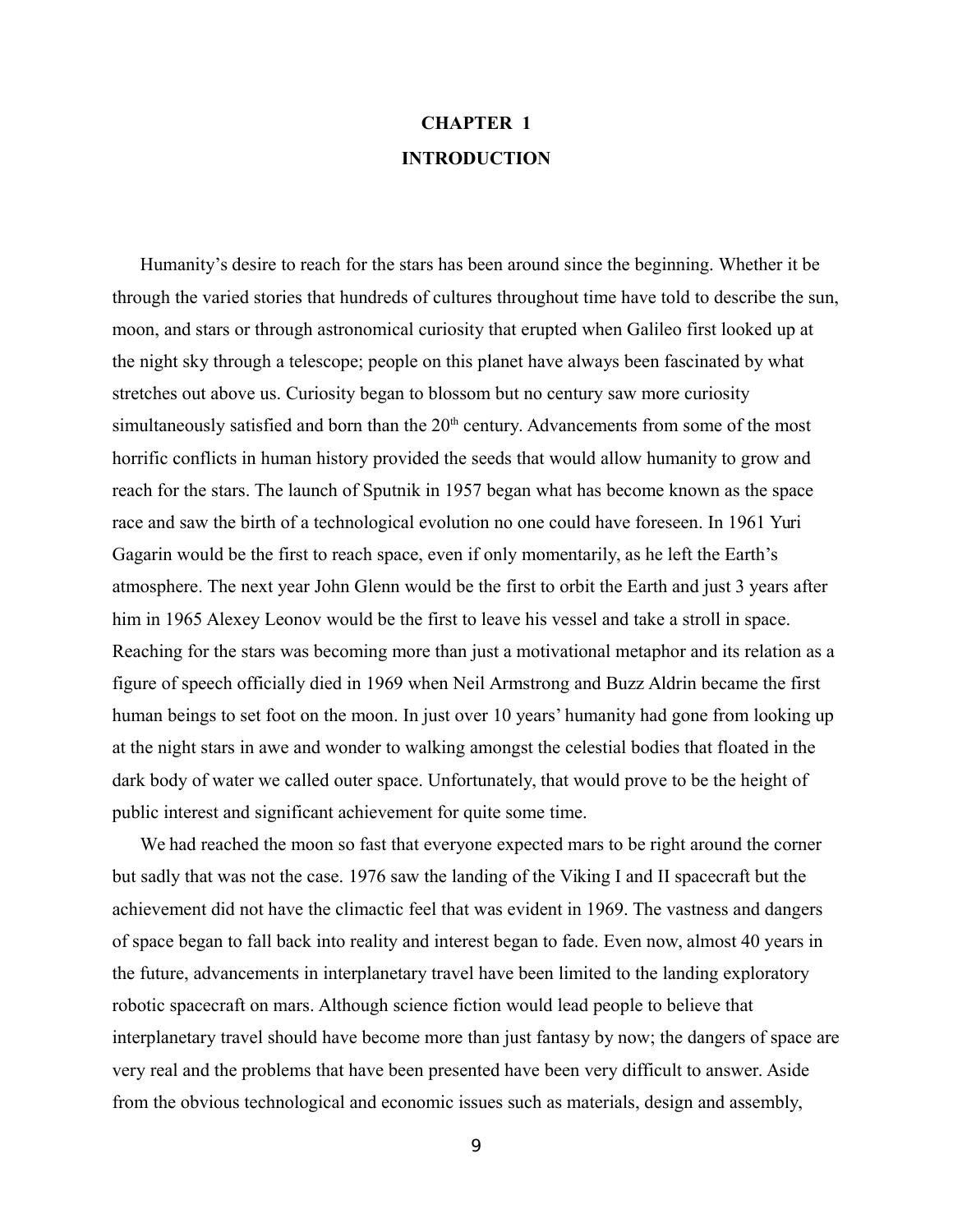# CHAPTER 1
# INTRODUCTION

Humanity's desire to reach for the stars has been around since the beginning. Whether it be through the varied stories that hundreds of cultures throughout time have told to describe the sun, moon, and stars or through astronomical curiosity that erupted when Galileo first looked up at the night sky through a telescope; people on this planet have always been fascinated by what stretches out above us. Curiosity began to blossom but no century saw more curiosity simultaneously satisfied and born than the 20th century. Advancements from some of the most horrific conflicts in human history provided the seeds that would allow humanity to grow and reach for the stars. The launch of Sputnik in 1957 began what has become known as the space race and saw the birth of a technological evolution no one could have foreseen. In 1961 Yuri Gagarin would be the first to reach space, even if only momentarily, as he left the Earth's atmosphere. The next year John Glenn would be the first to orbit the Earth and just 3 years after him in 1965 Alexey Leonov would be the first to leave his vessel and take a stroll in space. Reaching for the stars was becoming more than just a motivational metaphor and its relation as a figure of speech officially died in 1969 when Neil Armstrong and Buzz Aldrin became the first human beings to set foot on the moon. In just over 10 years' humanity had gone from looking up at the night stars in awe and wonder to walking amongst the celestial bodies that floated in the dark body of water we called outer space. Unfortunately, that would prove to be the height of public interest and significant achievement for quite some time.

We had reached the moon so fast that everyone expected mars to be right around the corner but sadly that was not the case. 1976 saw the landing of the Viking I and II spacecraft but the achievement did not have the climactic feel that was evident in 1969. The vastness and dangers of space began to fall back into reality and interest began to fade. Even now, almost 40 years in the future, advancements in interplanetary travel have been limited to the landing exploratory robotic spacecraft on mars. Although science fiction would lead people to believe that interplanetary travel should have become more than just fantasy by now; the dangers of space are very real and the problems that have been presented have been very difficult to answer. Aside from the obvious technological and economic issues such as materials, design and assembly,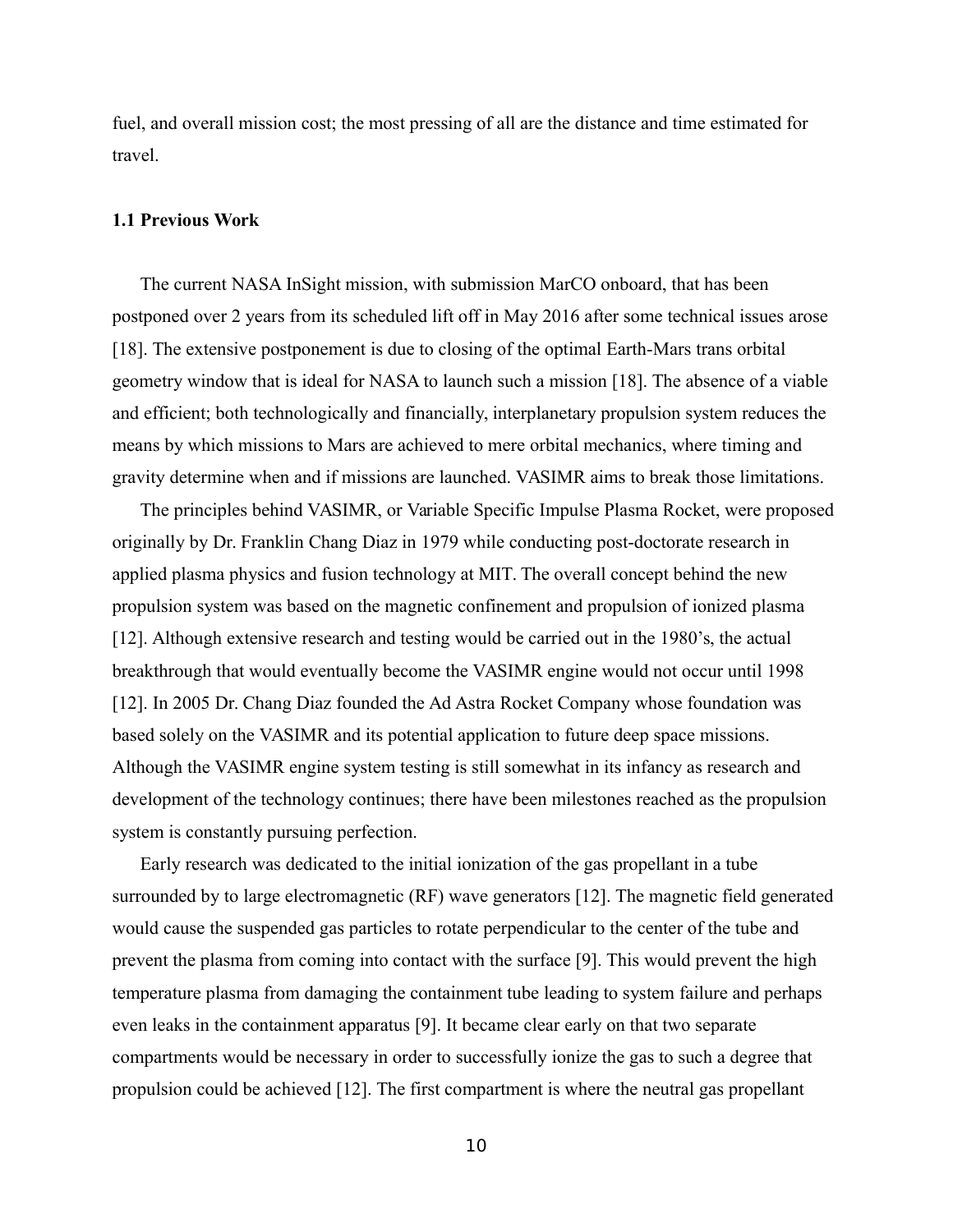fuel, and overall mission cost; the most pressing of all are the distance and time estimated for travel.

### 1.1 Previous Work

The current NASA InSight mission, with submission MarCO onboard, that has been postponed over 2 years from its scheduled lift off in May 2016 after some technical issues arose [18]. The extensive postponement is due to closing of the optimal Earth-Mars trans orbital geometry window that is ideal for NASA to launch such a mission [18]. The absence of a viable and efficient; both technologically and financially, interplanetary propulsion system reduces the means by which missions to Mars are achieved to mere orbital mechanics, where timing and gravity determine when and if missions are launched. VASIMR aims to break those limitations.

The principles behind VASIMR, or Variable Specific Impulse Plasma Rocket, were proposed originally by Dr. Franklin Chang Diaz in 1979 while conducting post-doctorate research in applied plasma physics and fusion technology at MIT. The overall concept behind the new propulsion system was based on the magnetic confinement and propulsion of ionized plasma [12]. Although extensive research and testing would be carried out in the 1980's, the actual breakthrough that would eventually become the VASIMR engine would not occur until 1998 [12]. In 2005 Dr. Chang Diaz founded the Ad Astra Rocket Company whose foundation was based solely on the VASIMR and its potential application to future deep space missions. Although the VASIMR engine system testing is still somewhat in its infancy as research and development of the technology continues; there have been milestones reached as the propulsion system is constantly pursuing perfection.

Early research was dedicated to the initial ionization of the gas propellant in a tube surrounded by to large electromagnetic (RF) wave generators [12]. The magnetic field generated would cause the suspended gas particles to rotate perpendicular to the center of the tube and prevent the plasma from coming into contact with the surface [9]. This would prevent the high temperature plasma from damaging the containment tube leading to system failure and perhaps even leaks in the containment apparatus [9]. It became clear early on that two separate compartments would be necessary in order to successfully ionize the gas to such a degree that propulsion could be achieved [12]. The first compartment is where the neutral gas propellant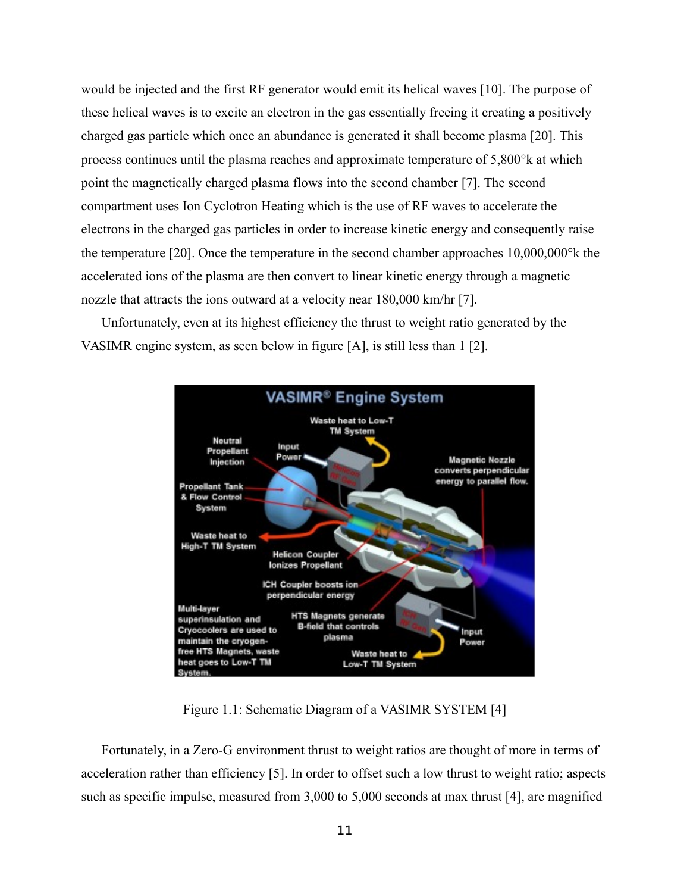would be injected and the first RF generator would emit its helical waves [10]. The purpose of these helical waves is to excite an electron in the gas essentially freeing it creating a positively charged gas particle which once an abundance is generated it shall become plasma [20]. This process continues until the plasma reaches and approximate temperature of 5,800°k at which point the magnetically charged plasma flows into the second chamber [7]. The second compartment uses Ion Cyclotron Heating which is the use of RF waves to accelerate the electrons in the charged gas particles in order to increase kinetic energy and consequently raise the temperature [20]. Once the temperature in the second chamber approaches 10,000,000°k the accelerated ions of the plasma are then convert to linear kinetic energy through a magnetic nozzle that attracts the ions outward at a velocity near 180,000 km/hr [7].

Unfortunately, even at its highest efficiency the thrust to weight ratio generated by the VASIMR engine system, as seen below in figure [A], is still less than 1 [2].

Figure 1.1: Schematic Diagram of a VASIMR SYSTEM [4]

Fortunately, in a Zero-G environment thrust to weight ratios are thought of more in terms of acceleration rather than efficiency [5]. In order to offset such a low thrust to weight ratio; aspects such as specific impulse, measured from 3,000 to 5,000 seconds at max thrust [4], are magnified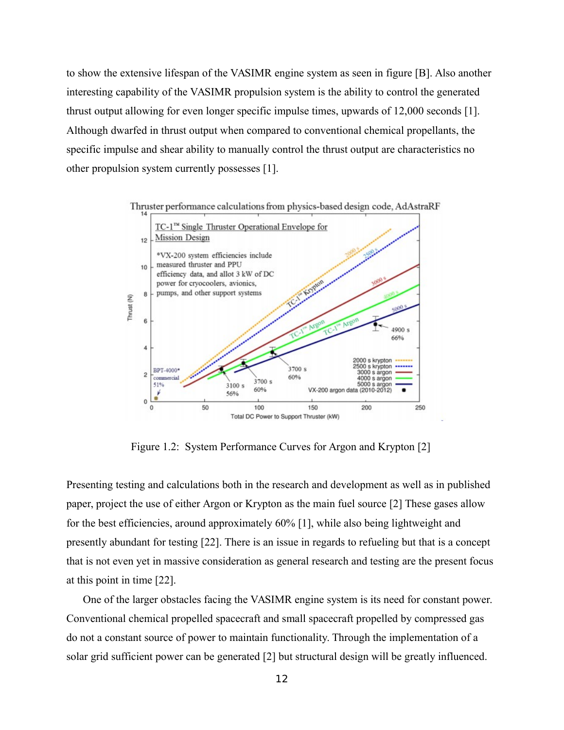to show the extensive lifespan of the VASIMR engine system as seen in figure [B]. Also another interesting capability of the VASIMR propulsion system is the ability to control the generated thrust output allowing for even longer specific impulse times, upwards of 12,000 seconds [1]. Although dwarfed in thrust output when compared to conventional chemical propellants, the specific impulse and shear ability to manually control the thrust output are characteristics no other propulsion system currently possesses [1].

Figure 1.2: System Performance Curves for Argon and Krypton [2]

Presenting testing and calculations both in the research and development as well as in published paper, project the use of either Argon or Krypton as the main fuel source [2] These gases allow for the best efficiencies, around approximately 60% [1], while also being lightweight and presently abundant for testing [22]. There is an issue in regards to refueling but that is a concept that is not even yet in massive consideration as general research and testing are the present focus at this point in time [22].

One of the larger obstacles facing the VASIMR engine system is its need for constant power. Conventional chemical propelled spacecraft and small spacecraft propelled by compressed gas do not a constant source of power to maintain functionality. Through the implementation of a solar grid sufficient power can be generated [2] but structural design will be greatly influenced.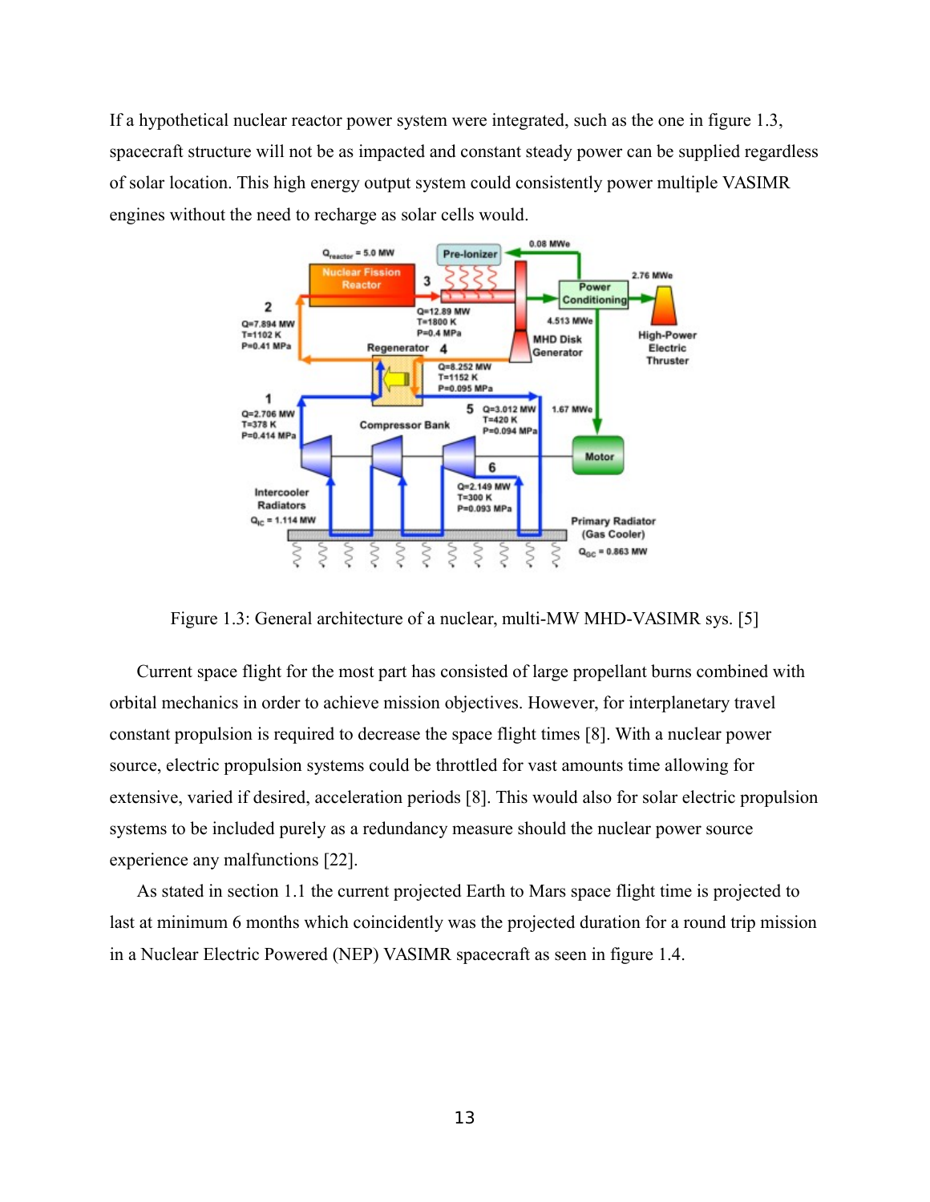If a hypothetical nuclear reactor power system were integrated, such as the one in figure 1.3, spacecraft structure will not be as impacted and constant steady power can be supplied regardless of solar location. This high energy output system could consistently power multiple VASIMR engines without the need to recharge as solar cells would.

Figure 1.3: General architecture of a nuclear, multi-MW MHD-VASIMR sys. [5]

Current space flight for the most part has consisted of large propellant burns combined with orbital mechanics in order to achieve mission objectives. However, for interplanetary travel constant propulsion is required to decrease the space flight times [8]. With a nuclear power source, electric propulsion systems could be throttled for vast amounts time allowing for extensive, varied if desired, acceleration periods [8]. This would also for solar electric propulsion systems to be included purely as a redundancy measure should the nuclear power source experience any malfunctions [22].

As stated in section 1.1 the current projected Earth to Mars space flight time is projected to last at minimum 6 months which coincidently was the projected duration for a round trip mission in a Nuclear Electric Powered (NEP) VASIMR spacecraft as seen in figure 1.4.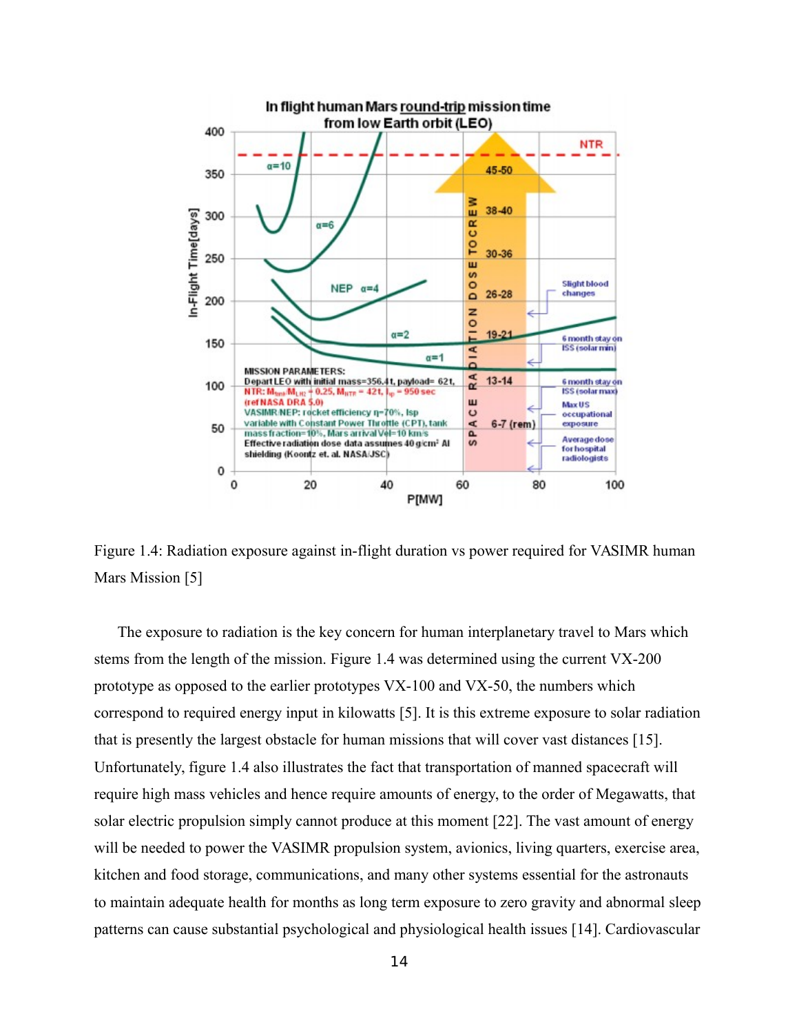Figure 1.4: Radiation exposure against in-flight duration vs power required for VASIMR human Mars Mission [5]

The exposure to radiation is the key concern for human interplanetary travel to Mars which stems from the length of the mission. Figure 1.4 was determined using the current VX-200 prototype as opposed to the earlier prototypes VX-100 and VX-50, the numbers which correspond to required energy input in kilowatts [5]. It is this extreme exposure to solar radiation that is presently the largest obstacle for human missions that will cover vast distances [15]. Unfortunately, figure 1.4 also illustrates the fact that transportation of manned spacecraft will require high mass vehicles and hence require amounts of energy, to the order of Megawatts, that solar electric propulsion simply cannot produce at this moment [22]. The vast amount of energy will be needed to power the VASIMR propulsion system, avionics, living quarters, exercise area, kitchen and food storage, communications, and many other systems essential for the astronauts to maintain adequate health for months as long term exposure to zero gravity and abnormal sleep patterns can cause substantial psychological and physiological health issues [14]. Cardiovascular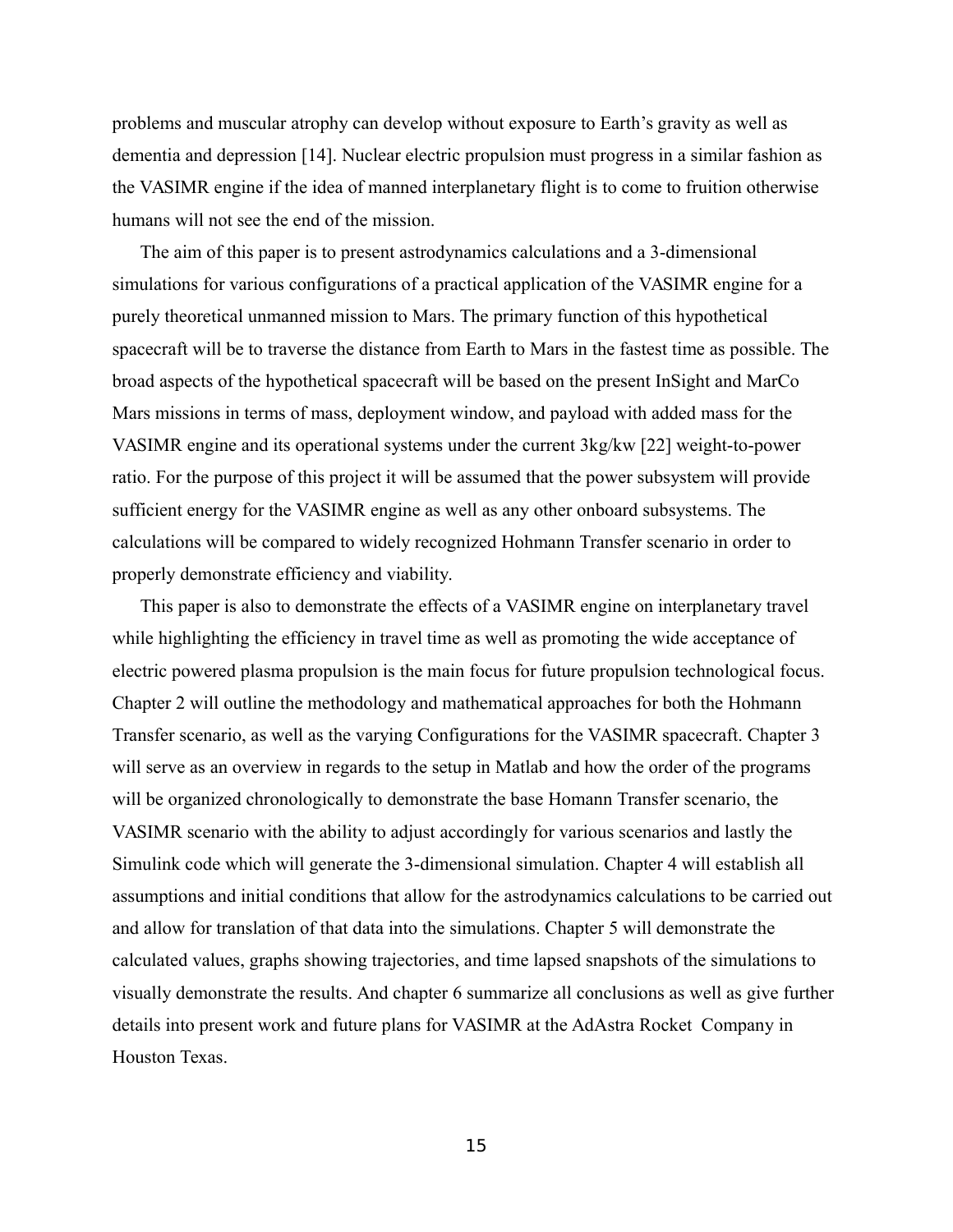problems and muscular atrophy can develop without exposure to Earth's gravity as well as dementia and depression [14]. Nuclear electric propulsion must progress in a similar fashion as the VASIMR engine if the idea of manned interplanetary flight is to come to fruition otherwise humans will not see the end of the mission.

The aim of this paper is to present astrodynamics calculations and a 3-dimensional simulations for various configurations of a practical application of the VASIMR engine for a purely theoretical unmanned mission to Mars. The primary function of this hypothetical spacecraft will be to traverse the distance from Earth to Mars in the fastest time as possible. The broad aspects of the hypothetical spacecraft will be based on the present InSight and MarCo Mars missions in terms of mass, deployment window, and payload with added mass for the VASIMR engine and its operational systems under the current 3kg/kw [22] weight-to-power ratio. For the purpose of this project it will be assumed that the power subsystem will provide sufficient energy for the VASIMR engine as well as any other onboard subsystems. The calculations will be compared to widely recognized Hohmann Transfer scenario in order to properly demonstrate efficiency and viability.

This paper is also to demonstrate the effects of a VASIMR engine on interplanetary travel while highlighting the efficiency in travel time as well as promoting the wide acceptance of electric powered plasma propulsion is the main focus for future propulsion technological focus. Chapter 2 will outline the methodology and mathematical approaches for both the Hohmann Transfer scenario, as well as the varying Configurations for the VASIMR spacecraft. Chapter 3 will serve as an overview in regards to the setup in Matlab and how the order of the programs will be organized chronologically to demonstrate the base Homann Transfer scenario, the VASIMR scenario with the ability to adjust accordingly for various scenarios and lastly the Simulink code which will generate the 3-dimensional simulation. Chapter 4 will establish all assumptions and initial conditions that allow for the astrodynamics calculations to be carried out and allow for translation of that data into the simulations. Chapter 5 will demonstrate the calculated values, graphs showing trajectories, and time lapsed snapshots of the simulations to visually demonstrate the results. And chapter 6 summarize all conclusions as well as give further details into present work and future plans for VASIMR at the AdAstra Rocket Company in Houston Texas.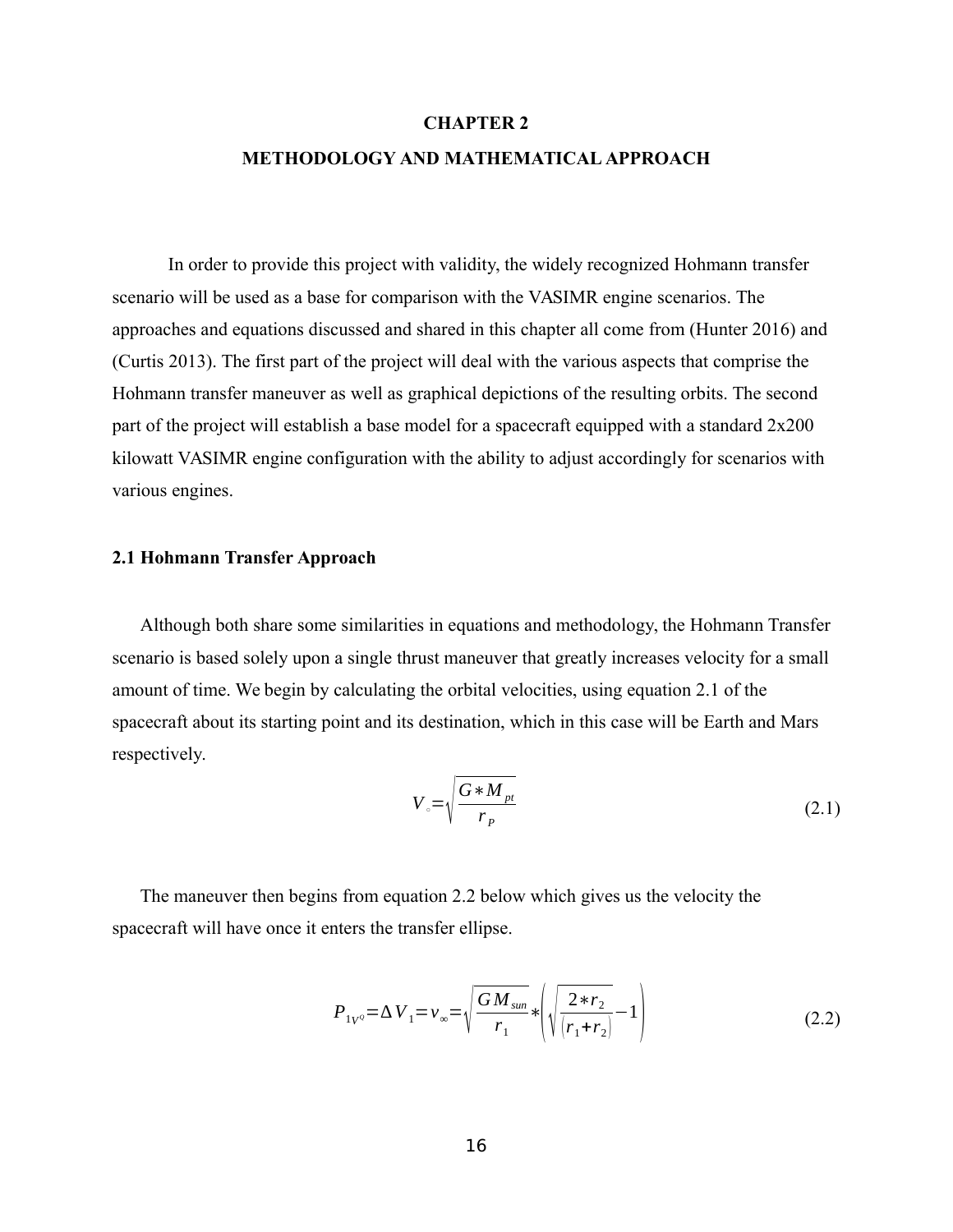# CHAPTER 2

# METHODOLOGY AND MATHEMATICAL APPROACH

In order to provide this project with validity, the widely recognized Hohmann transfer scenario will be used as a base for comparison with the VASIMR engine scenarios. The approaches and equations discussed and shared in this chapter all come from (Hunter 2016) and (Curtis 2013). The first part of the project will deal with the various aspects that comprise the Hohmann transfer maneuver as well as graphical depictions of the resulting orbits. The second part of the project will establish a base model for a spacecraft equipped with a standard 2x200 kilowatt VASIMR engine configuration with the ability to adjust accordingly for scenarios with various engines.

## 2.1 Hohmann Transfer Approach

Although both share some similarities in equations and methodology, the Hohmann Transfer scenario is based solely upon a single thrust maneuver that greatly increases velocity for a small amount of time. We begin by calculating the orbital velocities, using equation 2.1 of the spacecraft about its starting point and its destination, which in this case will be Earth and Mars respectively.

$$V_{\circ} = \sqrt{\frac{G * M_{pt}}{r_P}} \tag{2.1}$$

The maneuver then begins from equation 2.2 below which gives us the velocity the spacecraft will have once it enters the transfer ellipse.

$$P_{1V^Q} = \Delta V_1 = v_\infty = \sqrt{\frac{G M_{sun}}{r_1}} * \left( \sqrt{\frac{2 * r_2}{(r_1 + r_2)}} - 1 \right) \tag{2.2}$$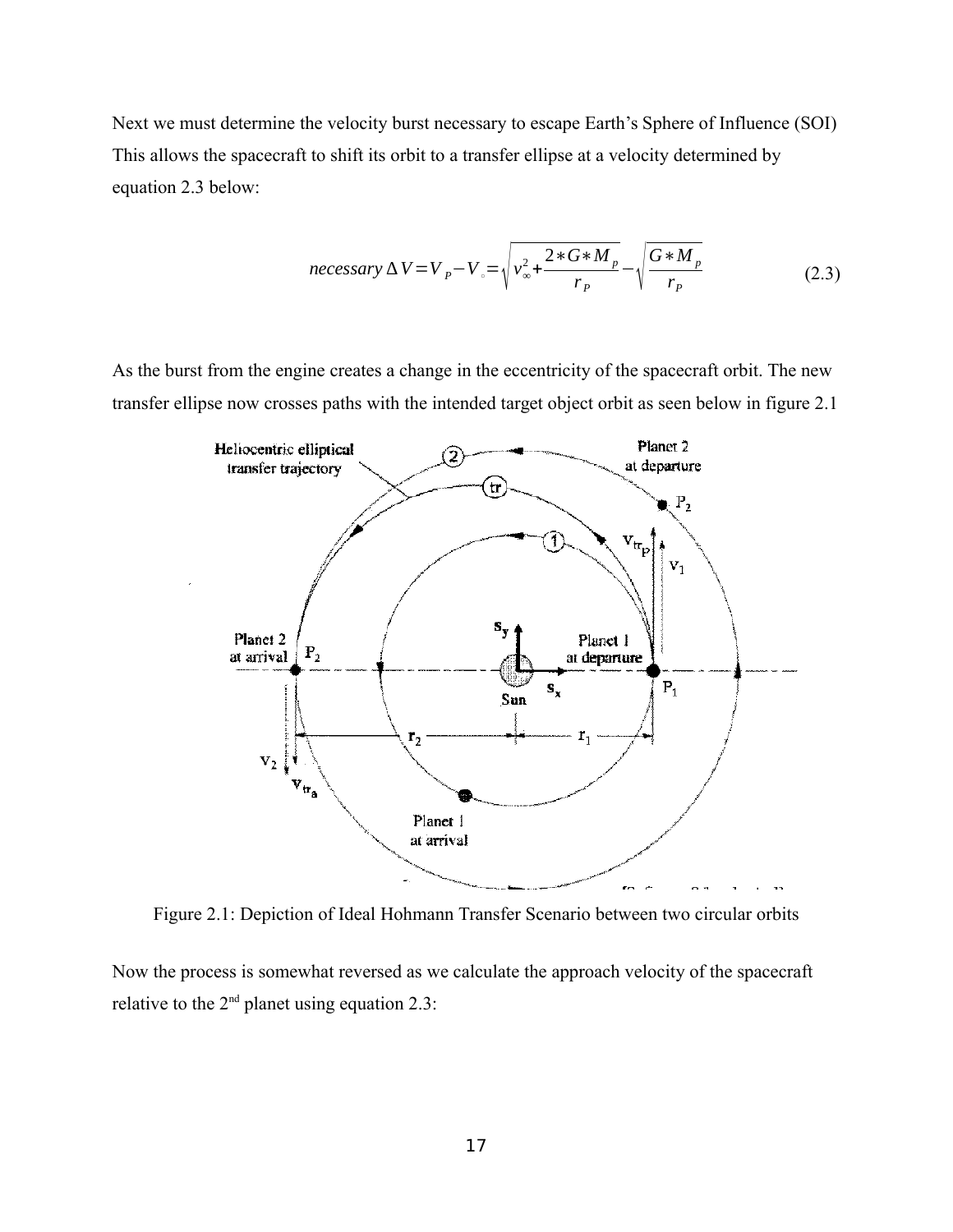Next we must determine the velocity burst necessary to escape Earth's Sphere of Influence (SOI) This allows the spacecraft to shift its orbit to a transfer ellipse at a velocity determined by equation 2.3 below:

$$necessary\,\Delta V = V_P - V_{\circ} = \sqrt{v_{\infty}^2 + \frac{2*G*M_p}{r_P}} - \sqrt{\frac{G*M_p}{r_P}} \tag{2.3}$$

As the burst from the engine creates a change in the eccentricity of the spacecraft orbit. The new transfer ellipse now crosses paths with the intended target object orbit as seen below in figure 2.1

Figure 2.1: Depiction of Ideal Hohmann Transfer Scenario between two circular orbits

Now the process is somewhat reversed as we calculate the approach velocity of the spacecraft relative to the 2nd planet using equation 2.3: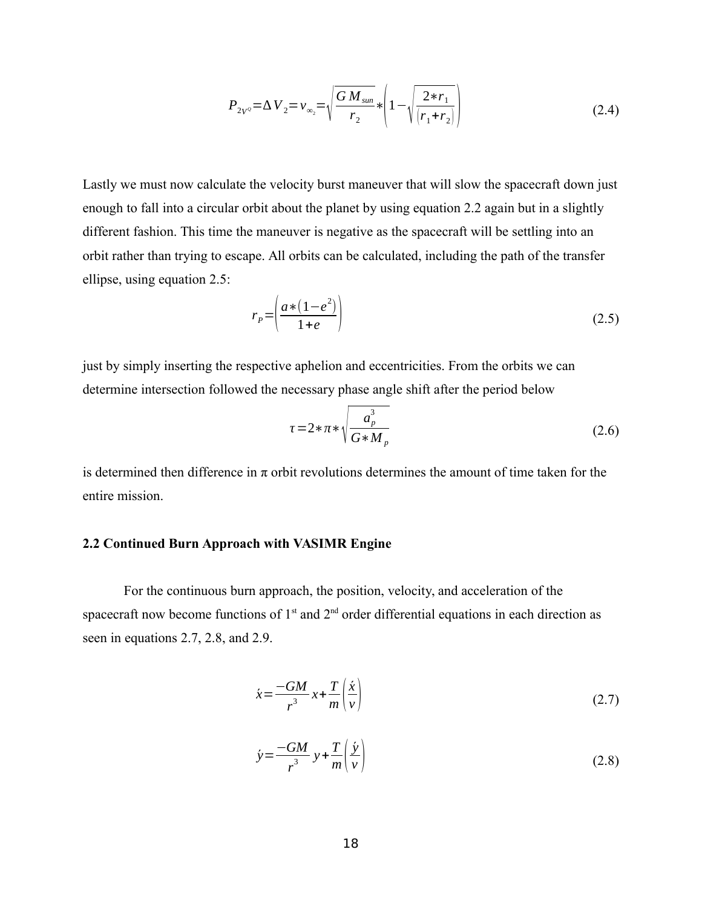$$P_{2V^{Q}} = \Delta V_2 = v_{\infty_2} = \sqrt{\frac{G M_{sun}}{r_2}} * \left(1 - \sqrt{\frac{2 * r_1}{(r_1 + r_2)}}\right) \tag{2.4}$$

Lastly we must now calculate the velocity burst maneuver that will slow the spacecraft down just enough to fall into a circular orbit about the planet by using equation 2.2 again but in a slightly different fashion. This time the maneuver is negative as the spacecraft will be settling into an orbit rather than trying to escape. All orbits can be calculated, including the path of the transfer ellipse, using equation 2.5:

$$r_P = \left(\frac{a * (1 - e^2)}{1 + e}\right) \tag{2.5}$$

just by simply inserting the respective aphelion and eccentricities. From the orbits we can determine intersection followed the necessary phase angle shift after the period below

$$\tau = 2 * \pi * \sqrt{\frac{a_p^3}{G * M_p}} \tag{2.6}$$

is determined then difference in π orbit revolutions determines the amount of time taken for the entire mission.

**2.2 Continued Burn Approach with VASIMR Engine**

For the continuous burn approach, the position, velocity, and acceleration of the spacecraft now become functions of 1[st] and 2[nd] order differential equations in each direction as seen in equations 2.7, 2.8, and 2.9.

$$\acute{x} = \frac{-GM}{r^3} x + \frac{T}{m}\left(\frac{\acute{x}}{v}\right) \tag{2.7}$$

$$\acute{y} = \frac{-GM}{r^3} y + \frac{T}{m}\left(\frac{\acute{y}}{v}\right) \tag{2.8}$$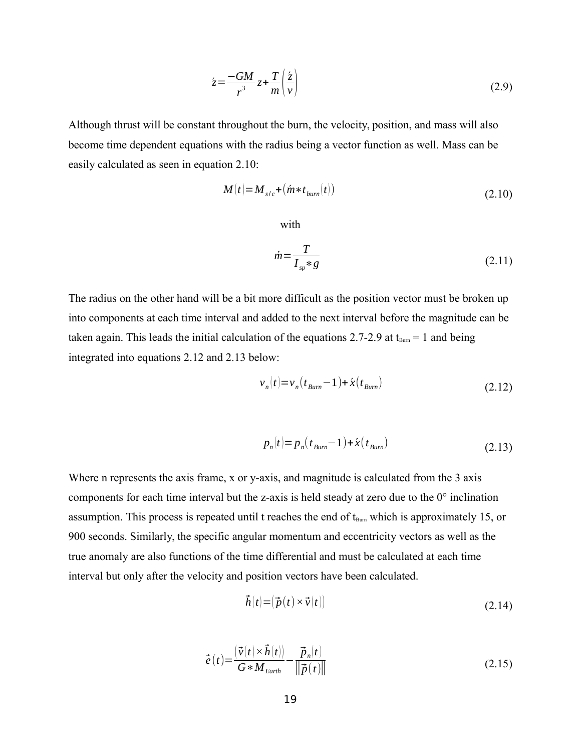$$\acute{z} = \frac{-GM}{r^3} z + \frac{T}{m} \left( \frac{\acute{z}}{v} \right) \tag{2.9}$$

Although thrust will be constant throughout the burn, the velocity, position, and mass will also become time dependent equations with the radius being a vector function as well. Mass can be easily calculated as seen in equation 2.10:

$$M(t) = M_{s/c} + (\acute{m} * t_{burn}(t)) \tag{2.10}$$

with

$$\acute{m} = \frac{T}{I_{sp} * g} \tag{2.11}$$

The radius on the other hand will be a bit more difficult as the position vector must be broken up into components at each time interval and added to the next interval before the magnitude can be taken again. This leads the initial calculation of the equations 2.7-2.9 at $t_{Burn} = 1$ and being integrated into equations 2.12 and 2.13 below:

$$v_n(t) = v_n(t_{Burn} - 1) + \dot{x}(t_{Burn}) \tag{2.12}$$

$$p_n(t) = p_n(t_{Burn} - 1) + \dot{x}(t_{Burn}) \tag{2.13}$$

Where n represents the axis frame, x or y-axis, and magnitude is calculated from the 3 axis components for each time interval but the z-axis is held steady at zero due to the 0° inclination assumption. This process is repeated until t reaches the end of $t_{Burn}$ which is approximately 15, or 900 seconds. Similarly, the specific angular momentum and eccentricity vectors as well as the true anomaly are also functions of the time differential and must be calculated at each time interval but only after the velocity and position vectors have been calculated.

$$\vec{h}(t) = (\vec{p}(t) \times \vec{v}(t)) \tag{2.14}$$

$$\vec{e}(t) = \frac{(\vec{v}(t) \times \vec{h}(t))}{G * M_{Earth}} - \frac{\vec{p}_n(t)}{\|\vec{p}(t)\|} \tag{2.15}$$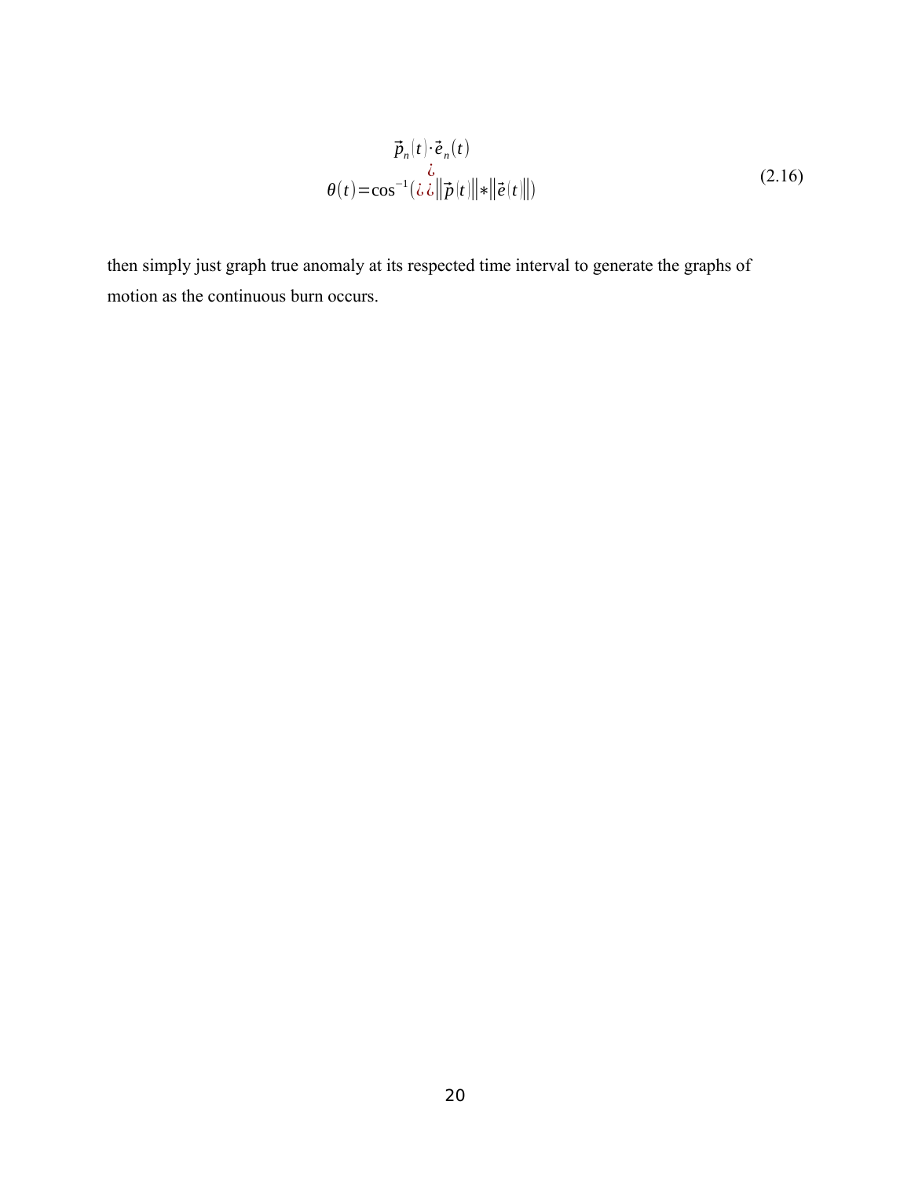$$\theta(t) = \cos^{-1}\left(\frac{\vec{p}_n(t) \cdot \vec{e}_n(t)}{\|\vec{p}(t)\| * \|\vec{e}(t)\|}\right) \tag{2.16}$$

then simply just graph true anomaly at its respected time interval to generate the graphs of motion as the continuous burn occurs.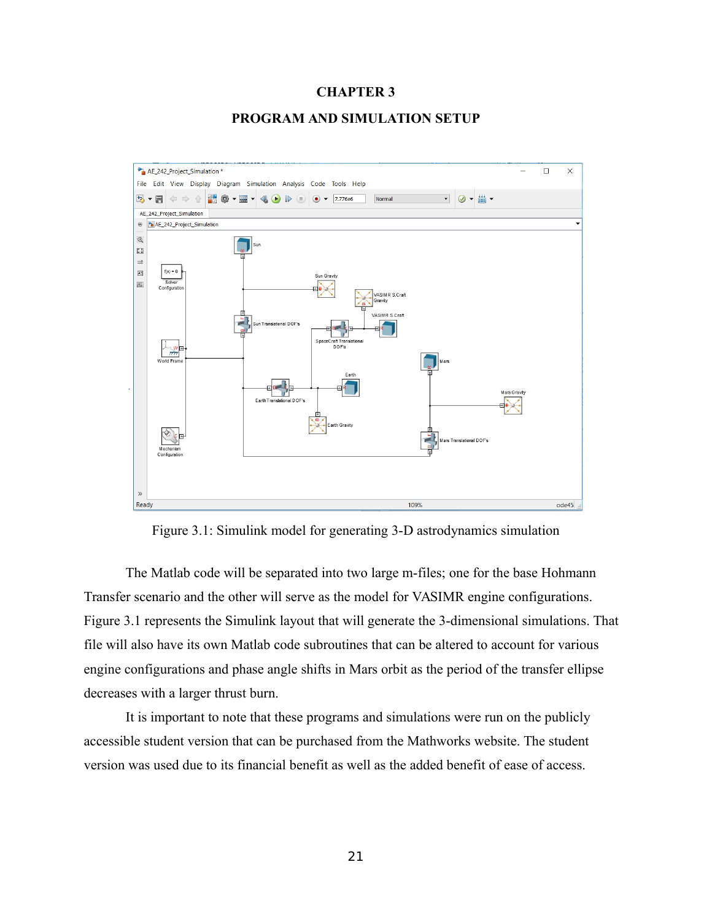# CHAPTER 3

## PROGRAM AND SIMULATION SETUP

Figure 3.1: Simulink model for generating 3-D astrodynamics simulation

The Matlab code will be separated into two large m-files; one for the base Hohmann Transfer scenario and the other will serve as the model for VASIMR engine configurations. Figure 3.1 represents the Simulink layout that will generate the 3-dimensional simulations. That file will also have its own Matlab code subroutines that can be altered to account for various engine configurations and phase angle shifts in Mars orbit as the period of the transfer ellipse decreases with a larger thrust burn.

It is important to note that these programs and simulations were run on the publicly accessible student version that can be purchased from the Mathworks website. The student version was used due to its financial benefit as well as the added benefit of ease of access.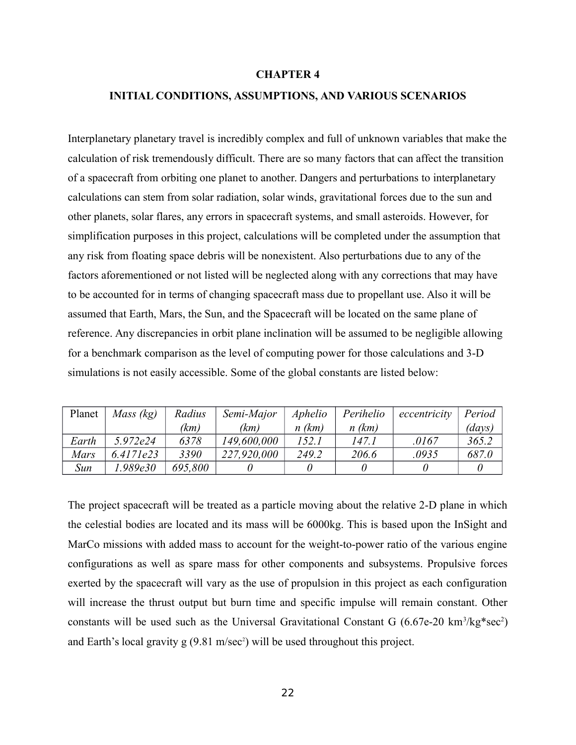# CHAPTER 4

## INITIAL CONDITIONS, ASSUMPTIONS, AND VARIOUS SCENARIOS

Interplanetary planetary travel is incredibly complex and full of unknown variables that make the calculation of risk tremendously difficult. There are so many factors that can affect the transition of a spacecraft from orbiting one planet to another. Dangers and perturbations to interplanetary calculations can stem from solar radiation, solar winds, gravitational forces due to the sun and other planets, solar flares, any errors in spacecraft systems, and small asteroids. However, for simplification purposes in this project, calculations will be completed under the assumption that any risk from floating space debris will be nonexistent. Also perturbations due to any of the factors aforementioned or not listed will be neglected along with any corrections that may have to be accounted for in terms of changing spacecraft mass due to propellant use. Also it will be assumed that Earth, Mars, the Sun, and the Spacecraft will be located on the same plane of reference. Any discrepancies in orbit plane inclination will be assumed to be negligible allowing for a benchmark comparison as the level of computing power for those calculations and 3-D simulations is not easily accessible. Some of the global constants are listed below:

| Planet | *Mass (kg)* | *Radius (km)* | *Semi-Major (km)* | *Aphelion (km)* | *Perihelion (km)* | *eccentricity* | *Period (days)* |
|---|---|---|---|---|---|---|---|
| *Earth* | *5.972e24* | *6378* | *149,600,000* | *152.1* | *147.1* | *.0167* | *365.2* |
| *Mars* | *6.4171e23* | *3390* | *227,920,000* | *249.2* | *206.6* | *.0935* | *687.0* |
| *Sun* | *1.989e30* | *695,800* | *0* | *0* | *0* | *0* | *0* |

The project spacecraft will be treated as a particle moving about the relative 2-D plane in which the celestial bodies are located and its mass will be 6000kg. This is based upon the InSight and MarCo missions with added mass to account for the weight-to-power ratio of the various engine configurations as well as spare mass for other components and subsystems. Propulsive forces exerted by the spacecraft will vary as the use of propulsion in this project as each configuration will increase the thrust output but burn time and specific impulse will remain constant. Other constants will be used such as the Universal Gravitational Constant G (6.67e-20 $km^3/kg*sec^2$) and Earth's local gravity g (9.81 $m/sec^2$) will be used throughout this project.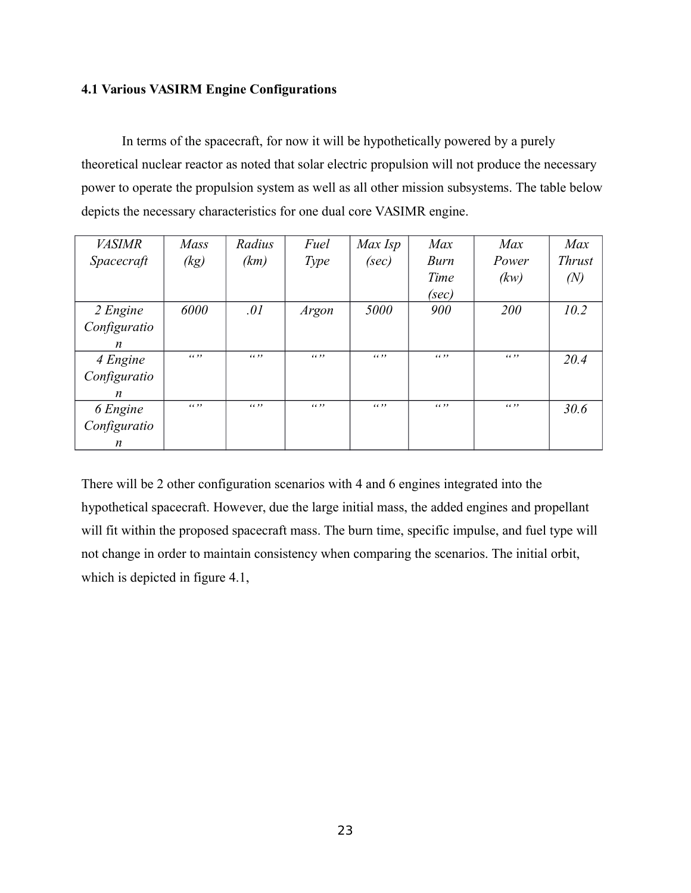### 4.1 Various VASIRM Engine Configurations

In terms of the spacecraft, for now it will be hypothetically powered by a purely theoretical nuclear reactor as noted that solar electric propulsion will not produce the necessary power to operate the propulsion system as well as all other mission subsystems. The table below depicts the necessary characteristics for one dual core VASIMR engine.

| *VASIMR Spacecraft* | *Mass (kg)* | *Radius (km)* | *Fuel Type* | *Max Isp (sec)* | *Max Burn Time (sec)* | *Max Power (kw)* | *Max Thrust (N)* |
|---|---|---|---|---|---|---|---|
| *2 Engine Configuration* | *6000* | *.01* | *Argon* | *5000* | *900* | *200* | *10.2* |
| *4 Engine Configuration* | *“”* | *“”* | *“”* | *“”* | *“”* | *“”* | *20.4* |
| *6 Engine Configuration* | *“”* | *“”* | *“”* | *“”* | *“”* | *“”* | *30.6* |

There will be 2 other configuration scenarios with 4 and 6 engines integrated into the hypothetical spacecraft. However, due the large initial mass, the added engines and propellant will fit within the proposed spacecraft mass. The burn time, specific impulse, and fuel type will not change in order to maintain consistency when comparing the scenarios. The initial orbit, which is depicted in figure 4.1,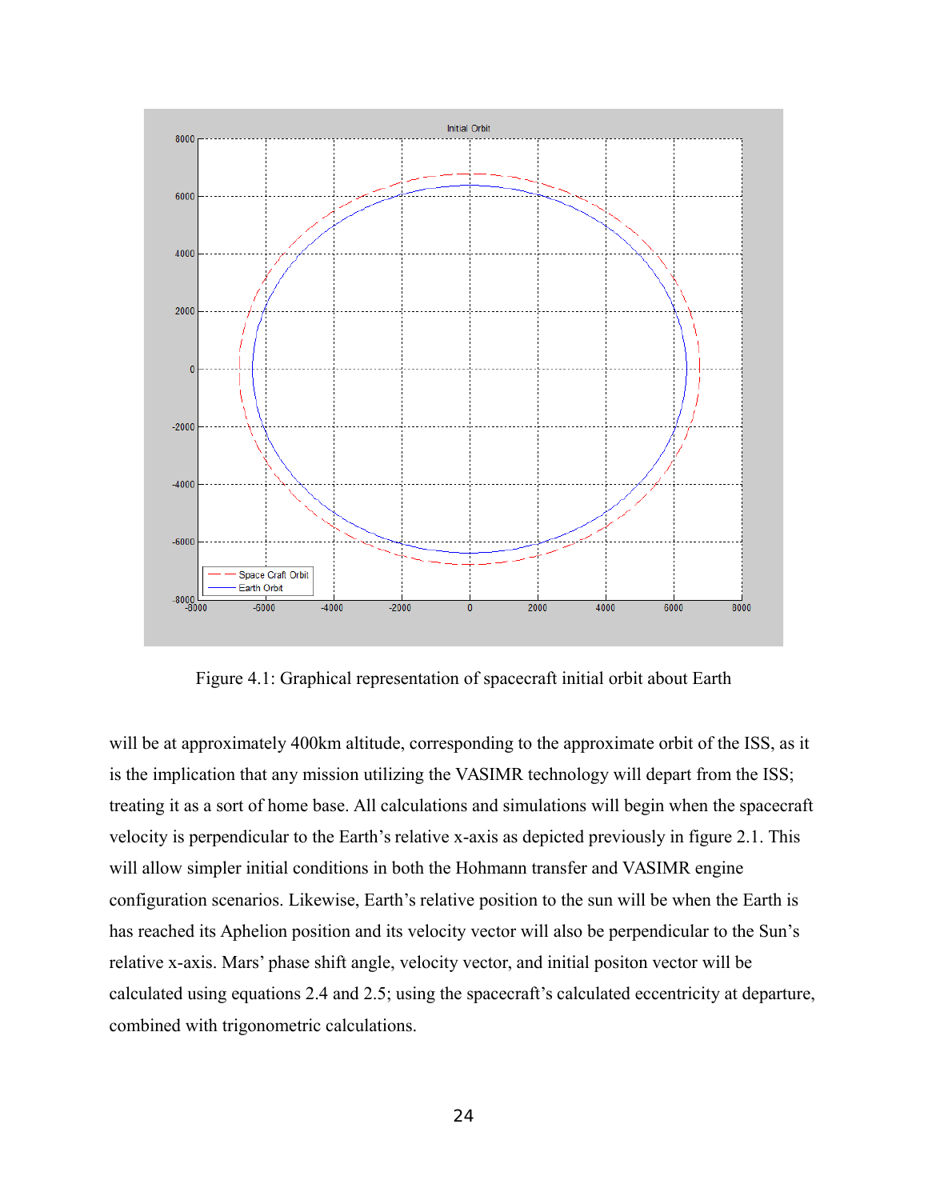Figure 4.1: Graphical representation of spacecraft initial orbit about Earth

will be at approximately 400km altitude, corresponding to the approximate orbit of the ISS, as it is the implication that any mission utilizing the VASIMR technology will depart from the ISS; treating it as a sort of home base. All calculations and simulations will begin when the spacecraft velocity is perpendicular to the Earth's relative x-axis as depicted previously in figure 2.1. This will allow simpler initial conditions in both the Hohmann transfer and VASIMR engine configuration scenarios. Likewise, Earth's relative position to the sun will be when the Earth is has reached its Aphelion position and its velocity vector will also be perpendicular to the Sun's relative x-axis. Mars' phase shift angle, velocity vector, and initial positon vector will be calculated using equations 2.4 and 2.5; using the spacecraft's calculated eccentricity at departure, combined with trigonometric calculations.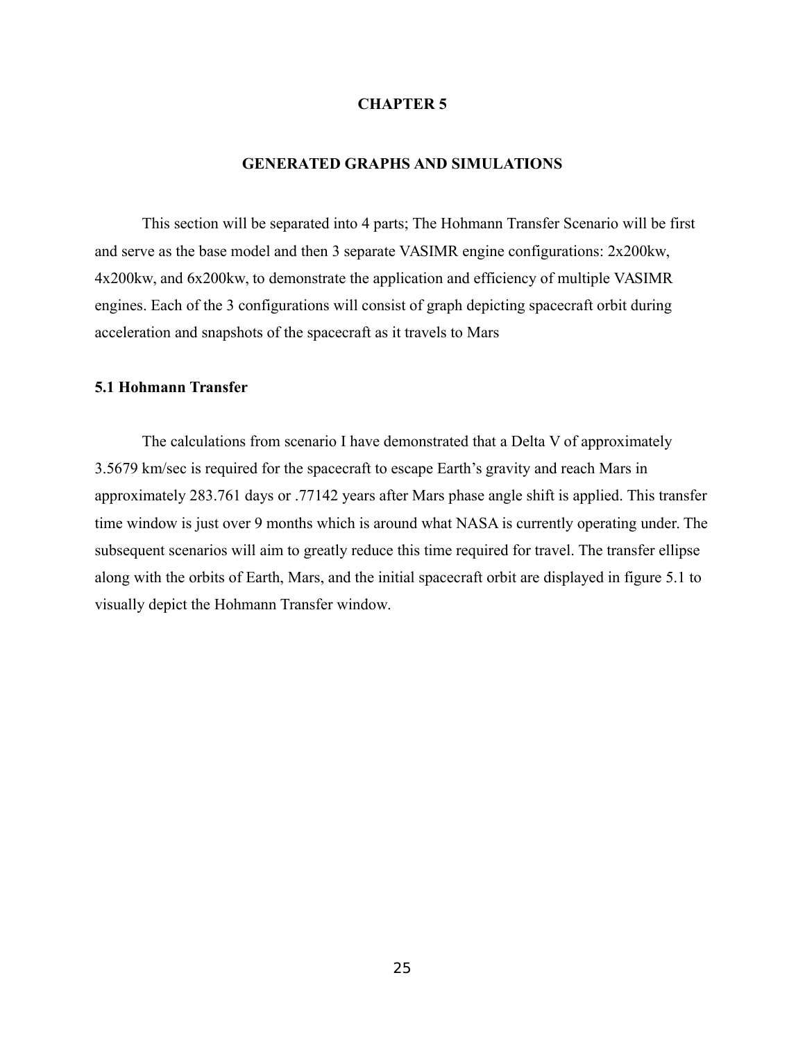# CHAPTER 5

## GENERATED GRAPHS AND SIMULATIONS

This section will be separated into 4 parts; The Hohmann Transfer Scenario will be first and serve as the base model and then 3 separate VASIMR engine configurations: 2x200kw, 4x200kw, and 6x200kw, to demonstrate the application and efficiency of multiple VASIMR engines. Each of the 3 configurations will consist of graph depicting spacecraft orbit during acceleration and snapshots of the spacecraft as it travels to Mars

### 5.1 Hohmann Transfer

The calculations from scenario I have demonstrated that a Delta V of approximately 3.5679 km/sec is required for the spacecraft to escape Earth's gravity and reach Mars in approximately 283.761 days or .77142 years after Mars phase angle shift is applied. This transfer time window is just over 9 months which is around what NASA is currently operating under. The subsequent scenarios will aim to greatly reduce this time required for travel. The transfer ellipse along with the orbits of Earth, Mars, and the initial spacecraft orbit are displayed in figure 5.1 to visually depict the Hohmann Transfer window.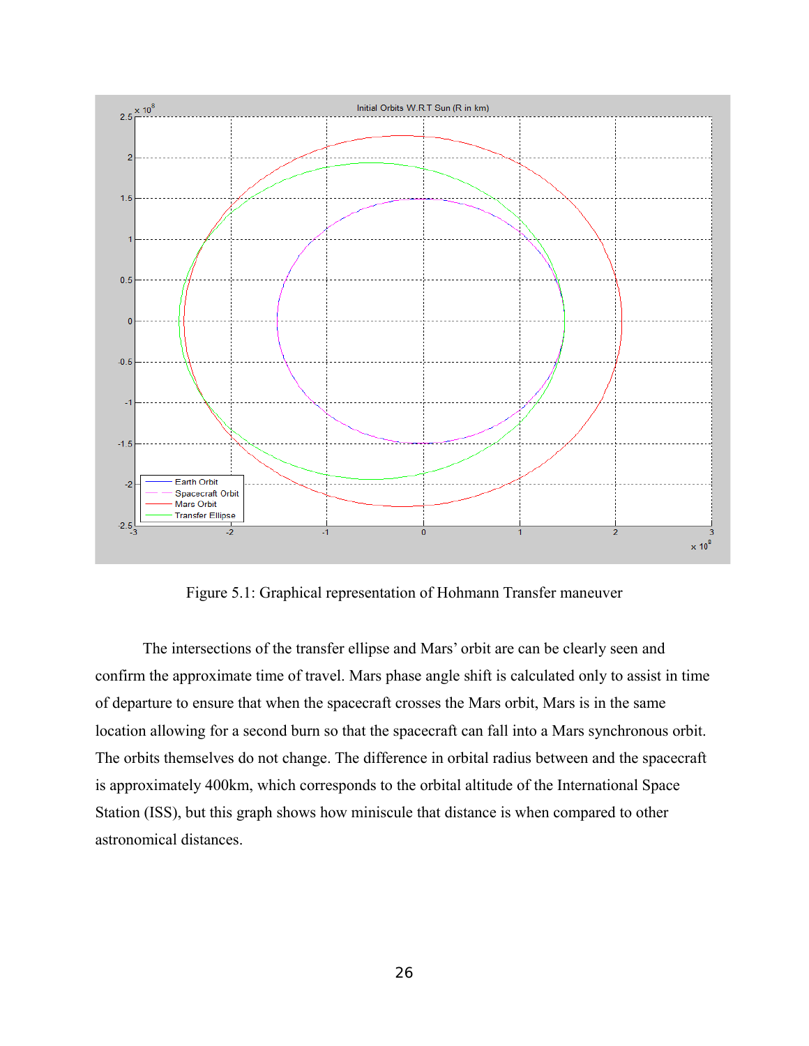Figure 5.1: Graphical representation of Hohmann Transfer maneuver

The intersections of the transfer ellipse and Mars' orbit are can be clearly seen and confirm the approximate time of travel. Mars phase angle shift is calculated only to assist in time of departure to ensure that when the spacecraft crosses the Mars orbit, Mars is in the same location allowing for a second burn so that the spacecraft can fall into a Mars synchronous orbit. The orbits themselves do not change. The difference in orbital radius between and the spacecraft is approximately 400km, which corresponds to the orbital altitude of the International Space Station (ISS), but this graph shows how miniscule that distance is when compared to other astronomical distances.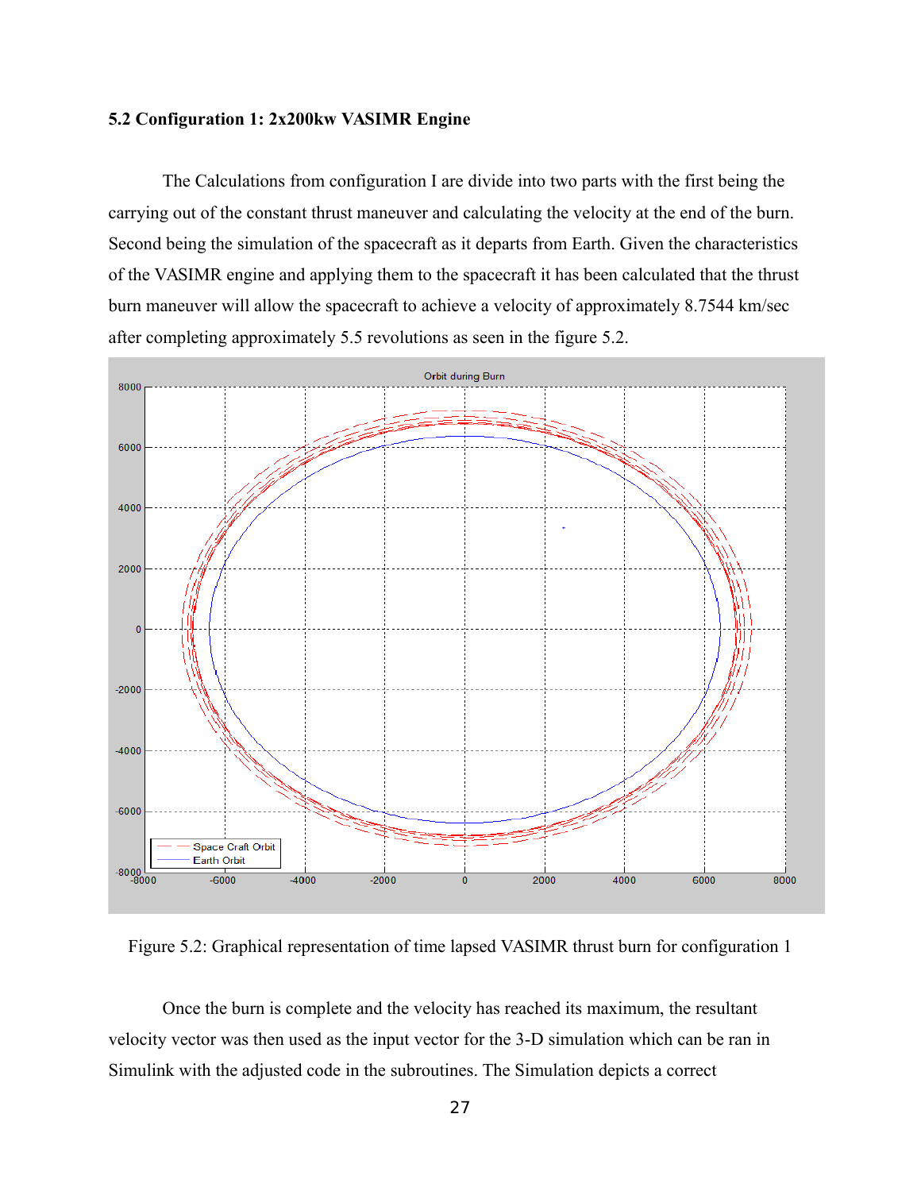### 5.2 Configuration 1: 2x200kw VASIMR Engine

The Calculations from configuration I are divide into two parts with the first being the carrying out of the constant thrust maneuver and calculating the velocity at the end of the burn. Second being the simulation of the spacecraft as it departs from Earth. Given the characteristics of the VASIMR engine and applying them to the spacecraft it has been calculated that the thrust burn maneuver will allow the spacecraft to achieve a velocity of approximately 8.7544 km/sec after completing approximately 5.5 revolutions as seen in the figure 5.2.

Figure 5.2: Graphical representation of time lapsed VASIMR thrust burn for configuration 1

Once the burn is complete and the velocity has reached its maximum, the resultant velocity vector was then used as the input vector for the 3-D simulation which can be ran in Simulink with the adjusted code in the subroutines. The Simulation depicts a correct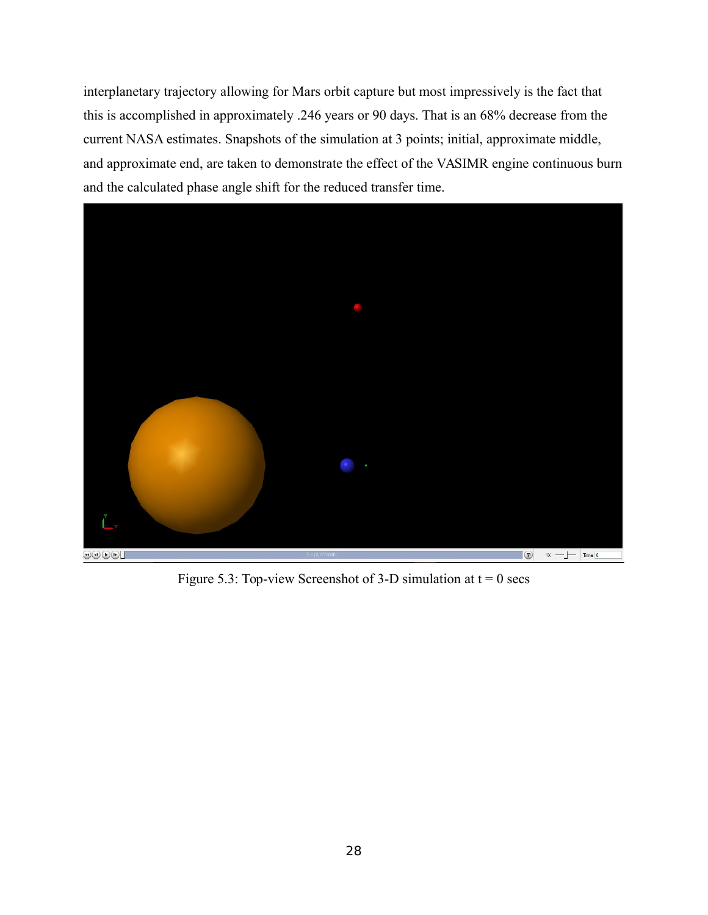interplanetary trajectory allowing for Mars orbit capture but most impressively is the fact that this is accomplished in approximately .246 years or 90 days. That is an 68% decrease from the current NASA estimates. Snapshots of the simulation at 3 points; initial, approximate middle, and approximate end, are taken to demonstrate the effect of the VASIMR engine continuous burn and the calculated phase angle shift for the reduced transfer time.

Figure 5.3: Top-view Screenshot of 3-D simulation at t = 0 secs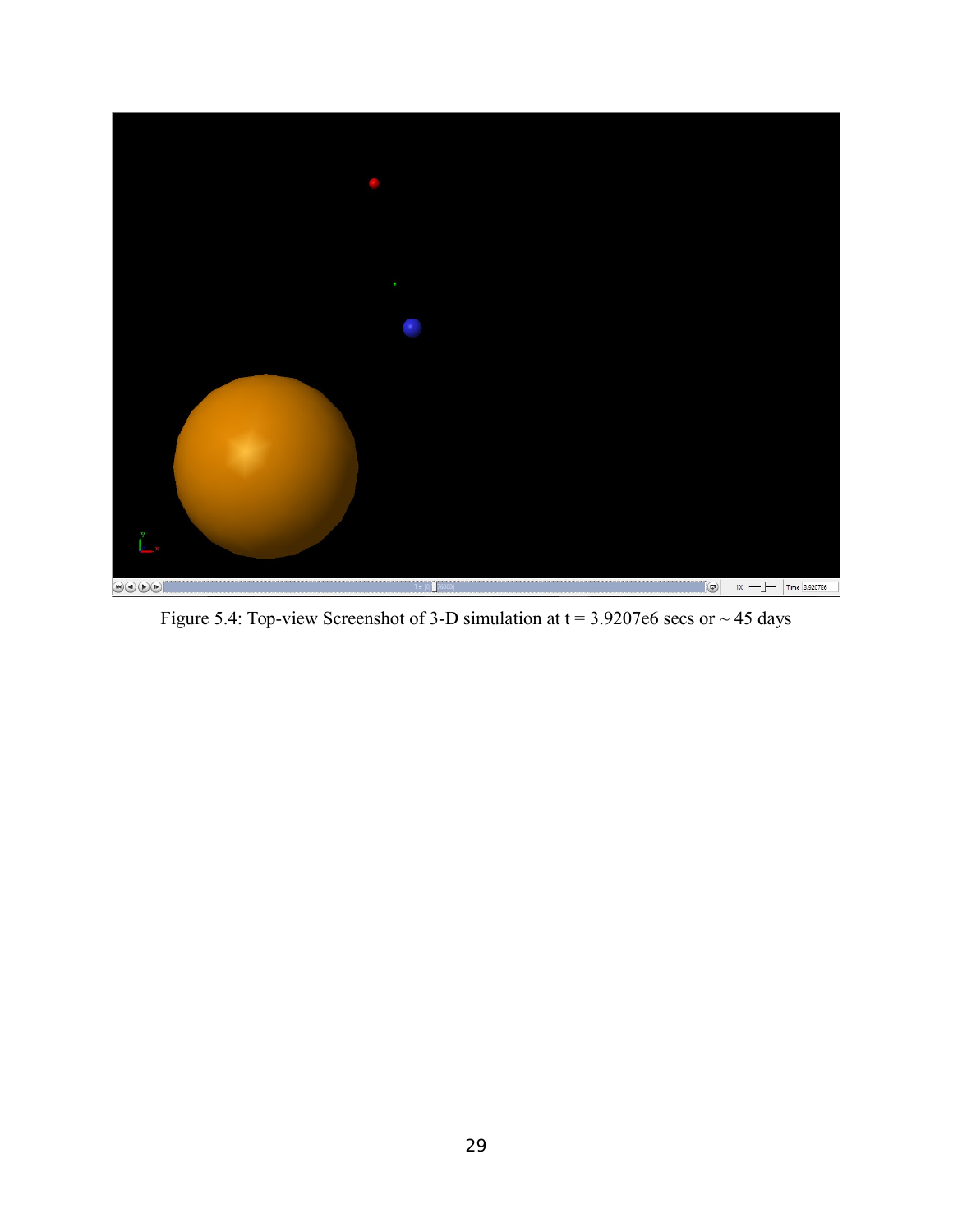Figure 5.4: Top-view Screenshot of 3-D simulation at t = 3.9207e6 secs or ~ 45 days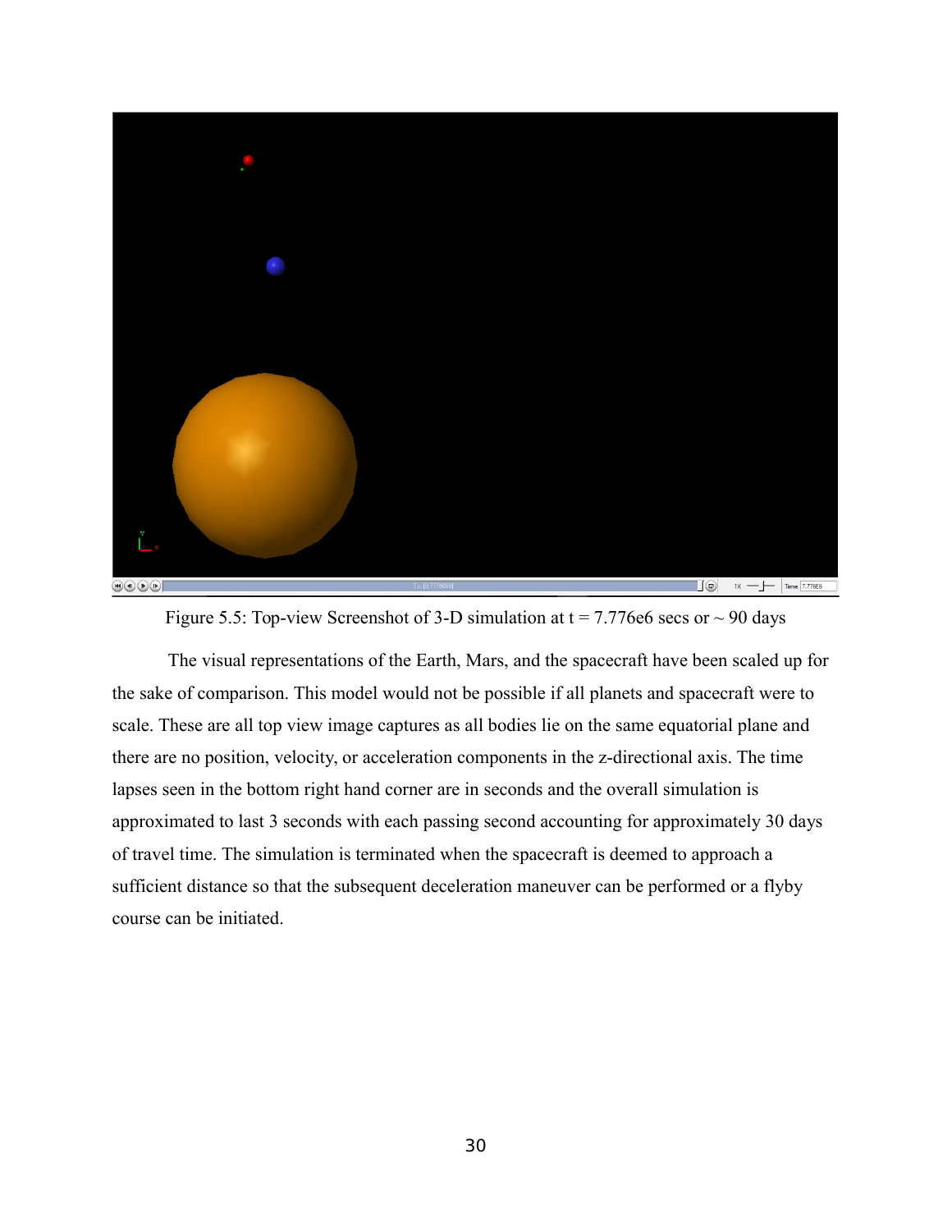Figure 5.5: Top-view Screenshot of 3-D simulation at t = 7.776e6 secs or ~ 90 days

The visual representations of the Earth, Mars, and the spacecraft have been scaled up for the sake of comparison. This model would not be possible if all planets and spacecraft were to scale. These are all top view image captures as all bodies lie on the same equatorial plane and there are no position, velocity, or acceleration components in the z-directional axis. The time lapses seen in the bottom right hand corner are in seconds and the overall simulation is approximated to last 3 seconds with each passing second accounting for approximately 30 days of travel time. The simulation is terminated when the spacecraft is deemed to approach a sufficient distance so that the subsequent deceleration maneuver can be performed or a flyby course can be initiated.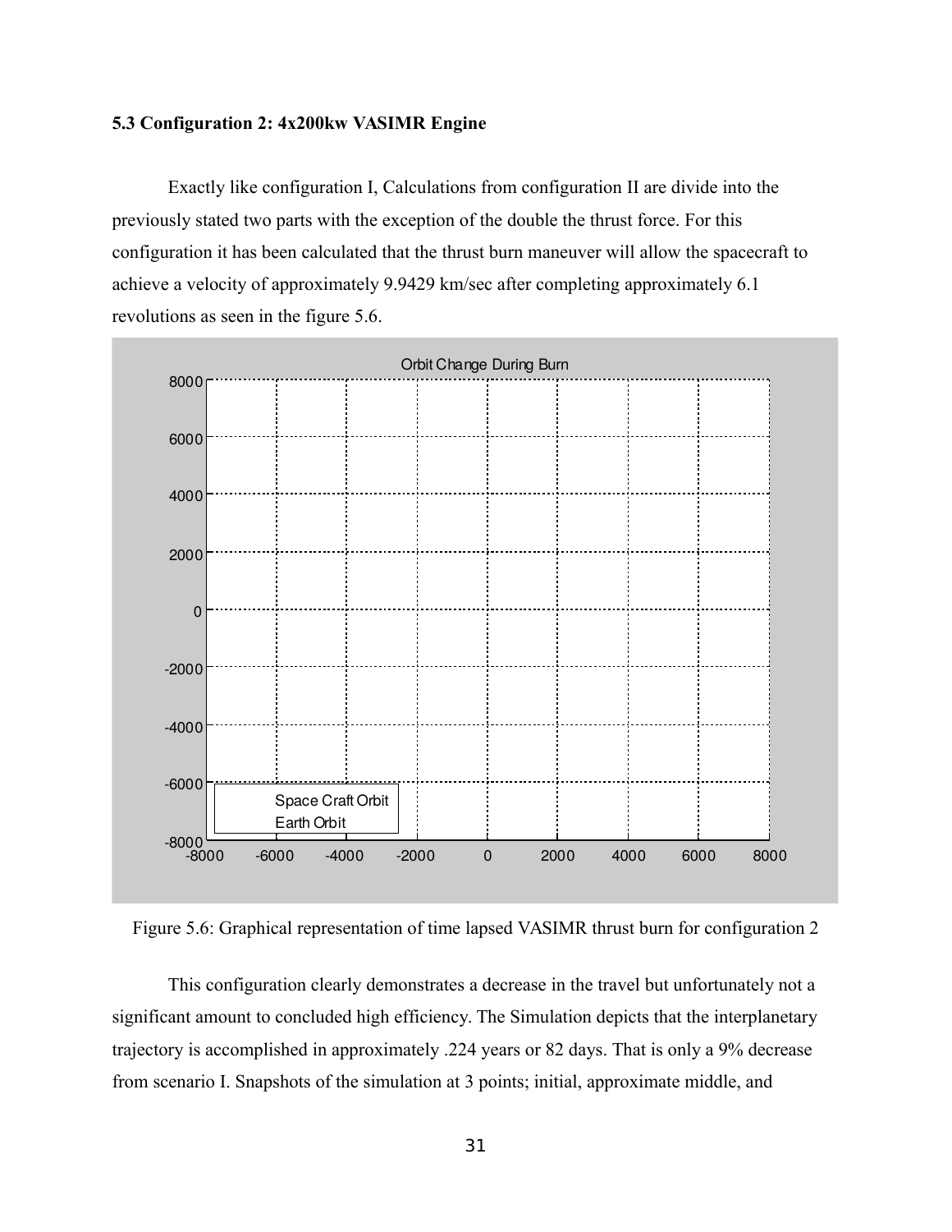### 5.3 Configuration 2: 4x200kw VASIMR Engine

Exactly like configuration I, Calculations from configuration II are divide into the previously stated two parts with the exception of the double the thrust force. For this configuration it has been calculated that the thrust burn maneuver will allow the spacecraft to achieve a velocity of approximately 9.9429 km/sec after completing approximately 6.1 revolutions as seen in the figure 5.6.

Figure 5.6: Graphical representation of time lapsed VASIMR thrust burn for configuration 2

This configuration clearly demonstrates a decrease in the travel but unfortunately not a significant amount to concluded high efficiency. The Simulation depicts that the interplanetary trajectory is accomplished in approximately .224 years or 82 days. That is only a 9% decrease from scenario I. Snapshots of the simulation at 3 points; initial, approximate middle, and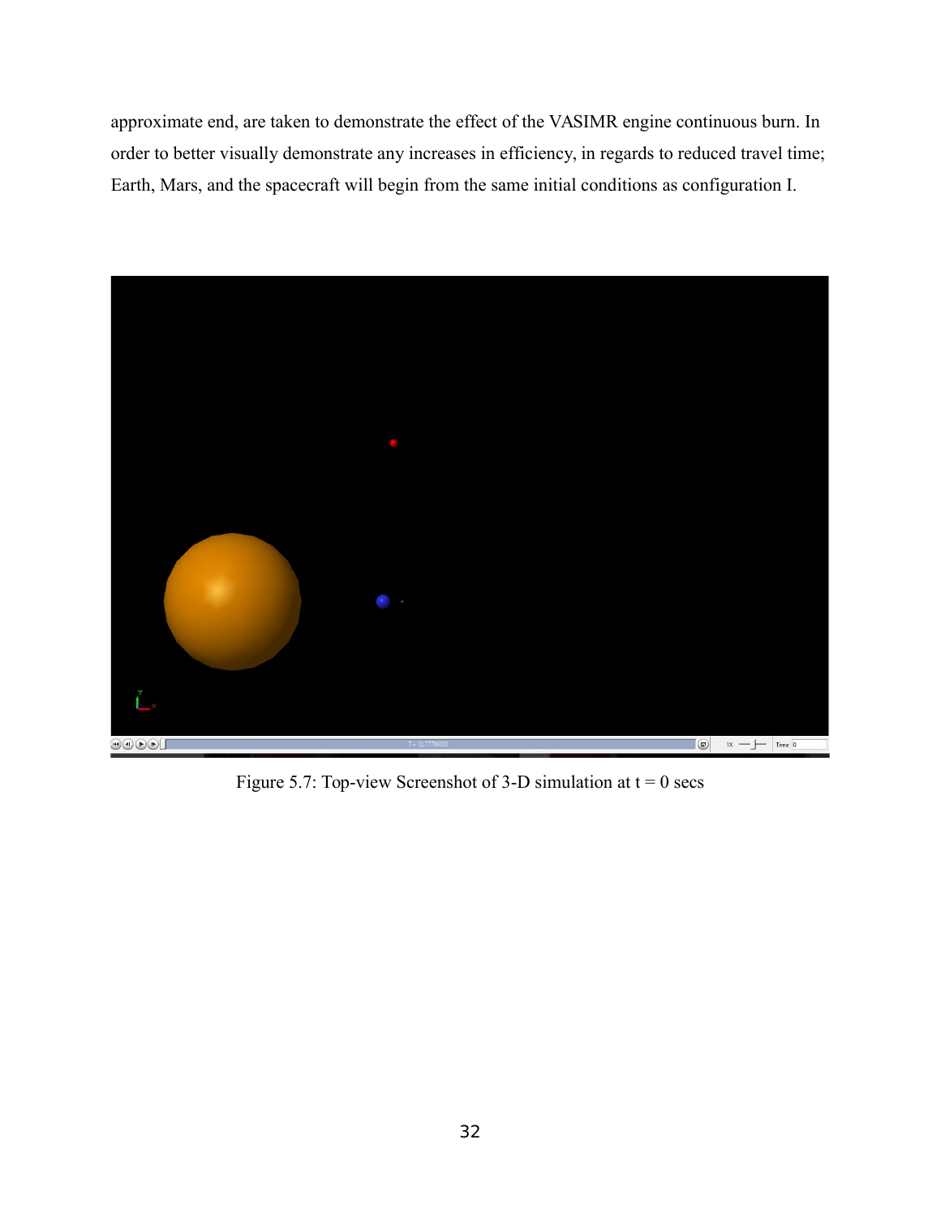approximate end, are taken to demonstrate the effect of the VASIMR engine continuous burn. In order to better visually demonstrate any increases in efficiency, in regards to reduced travel time; Earth, Mars, and the spacecraft will begin from the same initial conditions as configuration I.

Figure 5.7: Top-view Screenshot of 3-D simulation at t = 0 secs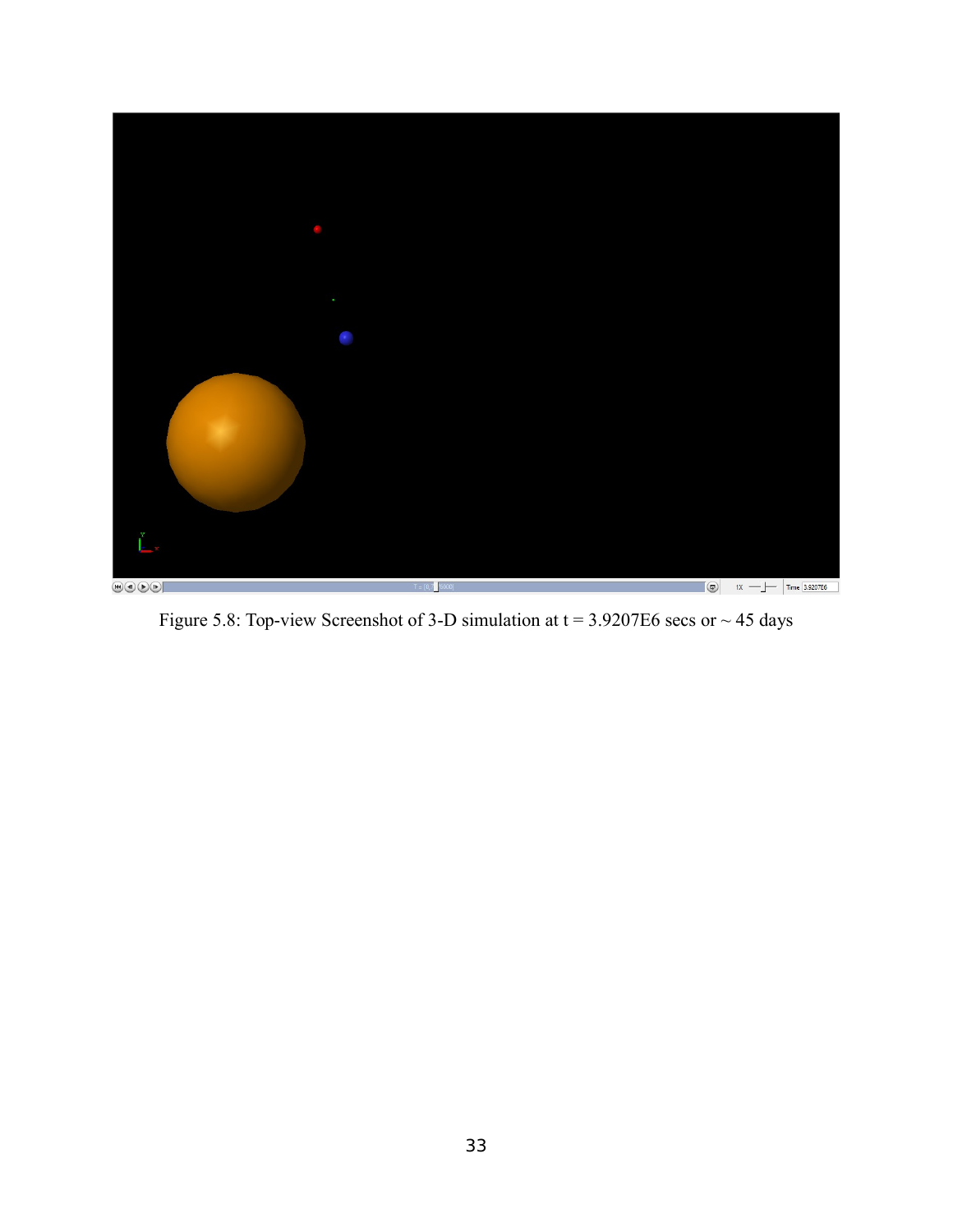Figure 5.8: Top-view Screenshot of 3-D simulation at t = 3.9207E6 secs or ~ 45 days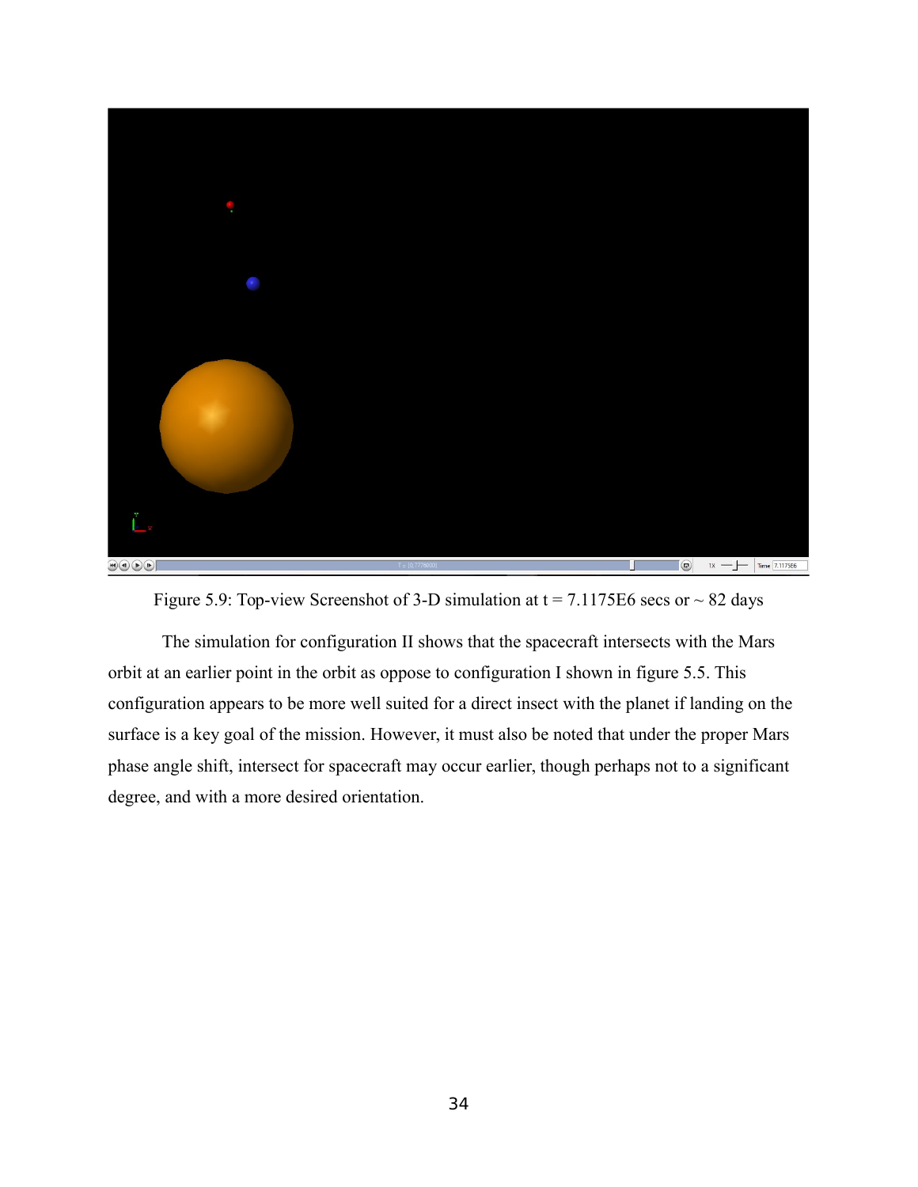Figure 5.9: Top-view Screenshot of 3-D simulation at t = 7.1175E6 secs or ~ 82 days

The simulation for configuration II shows that the spacecraft intersects with the Mars orbit at an earlier point in the orbit as oppose to configuration I shown in figure 5.5. This configuration appears to be more well suited for a direct insect with the planet if landing on the surface is a key goal of the mission. However, it must also be noted that under the proper Mars phase angle shift, intersect for spacecraft may occur earlier, though perhaps not to a significant degree, and with a more desired orientation.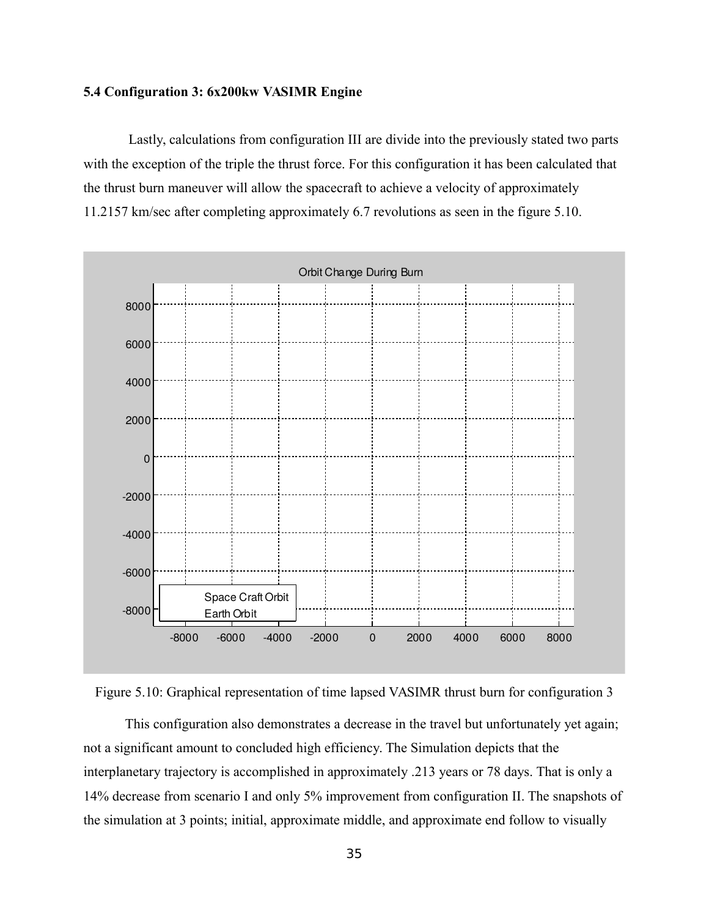### 5.4 Configuration 3: 6x200kw VASIMR Engine

Lastly, calculations from configuration III are divide into the previously stated two parts with the exception of the triple the thrust force. For this configuration it has been calculated that the thrust burn maneuver will allow the spacecraft to achieve a velocity of approximately 11.2157 km/sec after completing approximately 6.7 revolutions as seen in the figure 5.10.

Figure 5.10: Graphical representation of time lapsed VASIMR thrust burn for configuration 3

This configuration also demonstrates a decrease in the travel but unfortunately yet again; not a significant amount to concluded high efficiency. The Simulation depicts that the interplanetary trajectory is accomplished in approximately .213 years or 78 days. That is only a 14% decrease from scenario I and only 5% improvement from configuration II. The snapshots of the simulation at 3 points; initial, approximate middle, and approximate end follow to visually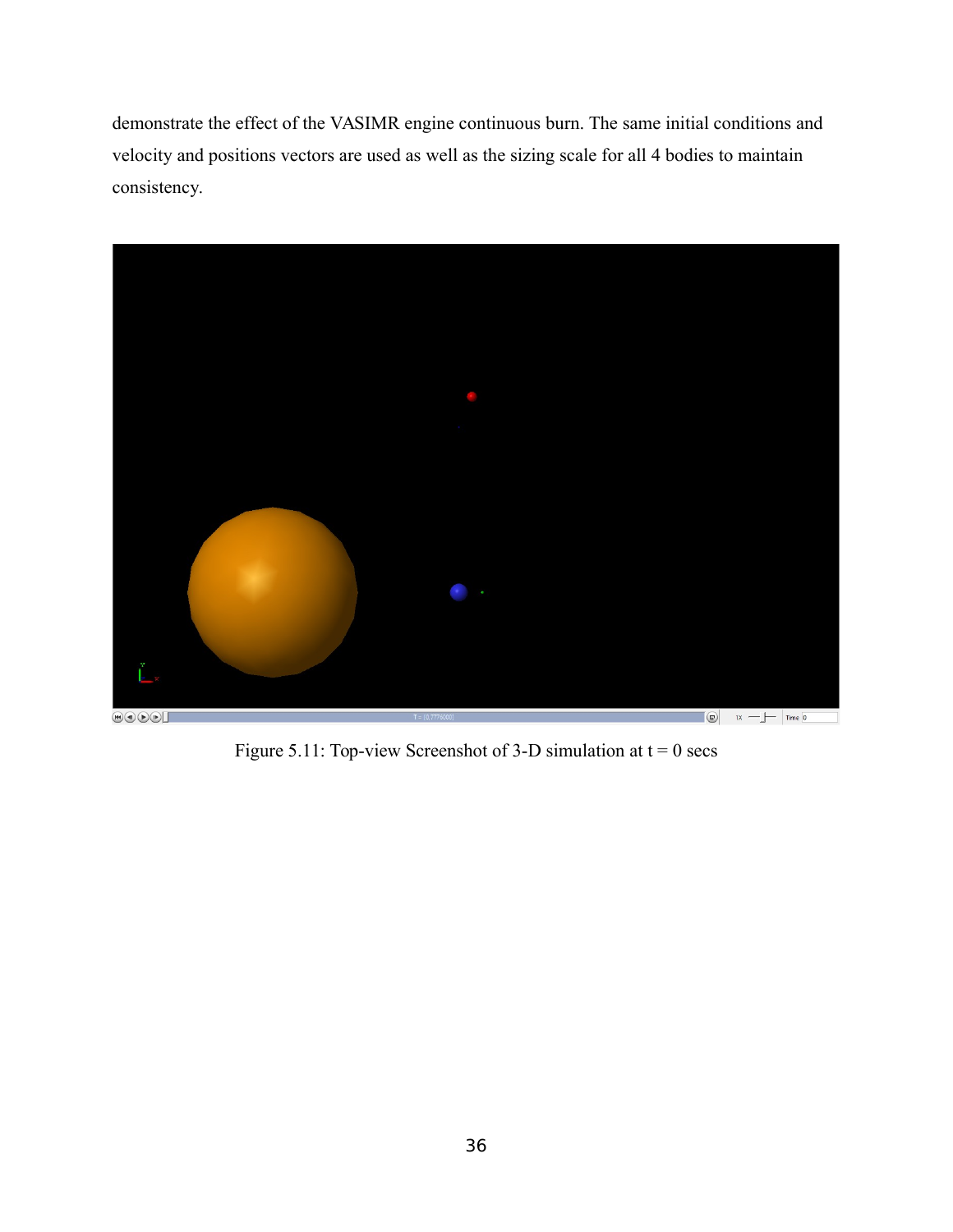demonstrate the effect of the VASIMR engine continuous burn. The same initial conditions and velocity and positions vectors are used as well as the sizing scale for all 4 bodies to maintain consistency.

Figure 5.11: Top-view Screenshot of 3-D simulation at t = 0 secs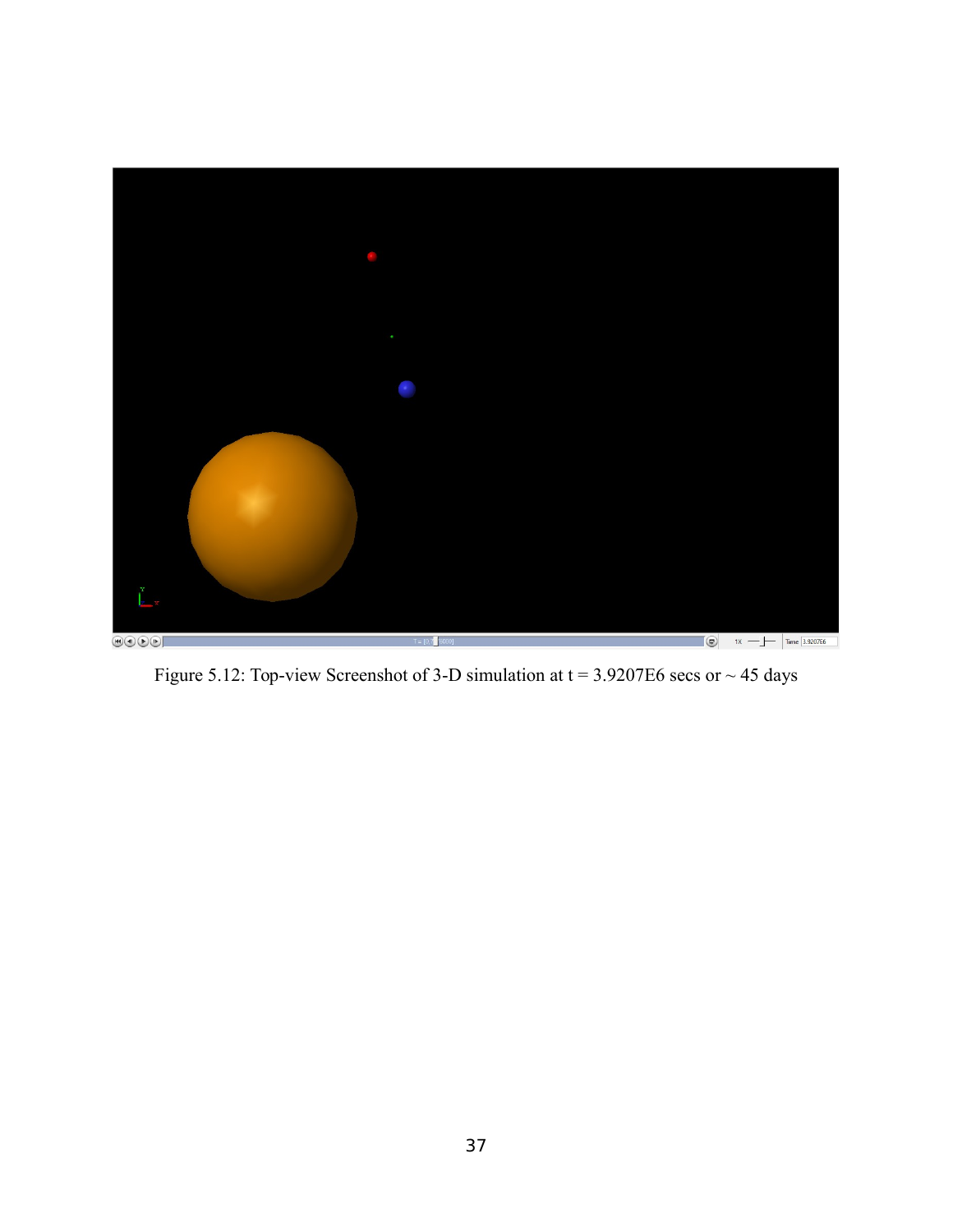Figure 5.12: Top-view Screenshot of 3-D simulation at t = 3.9207E6 secs or ~ 45 days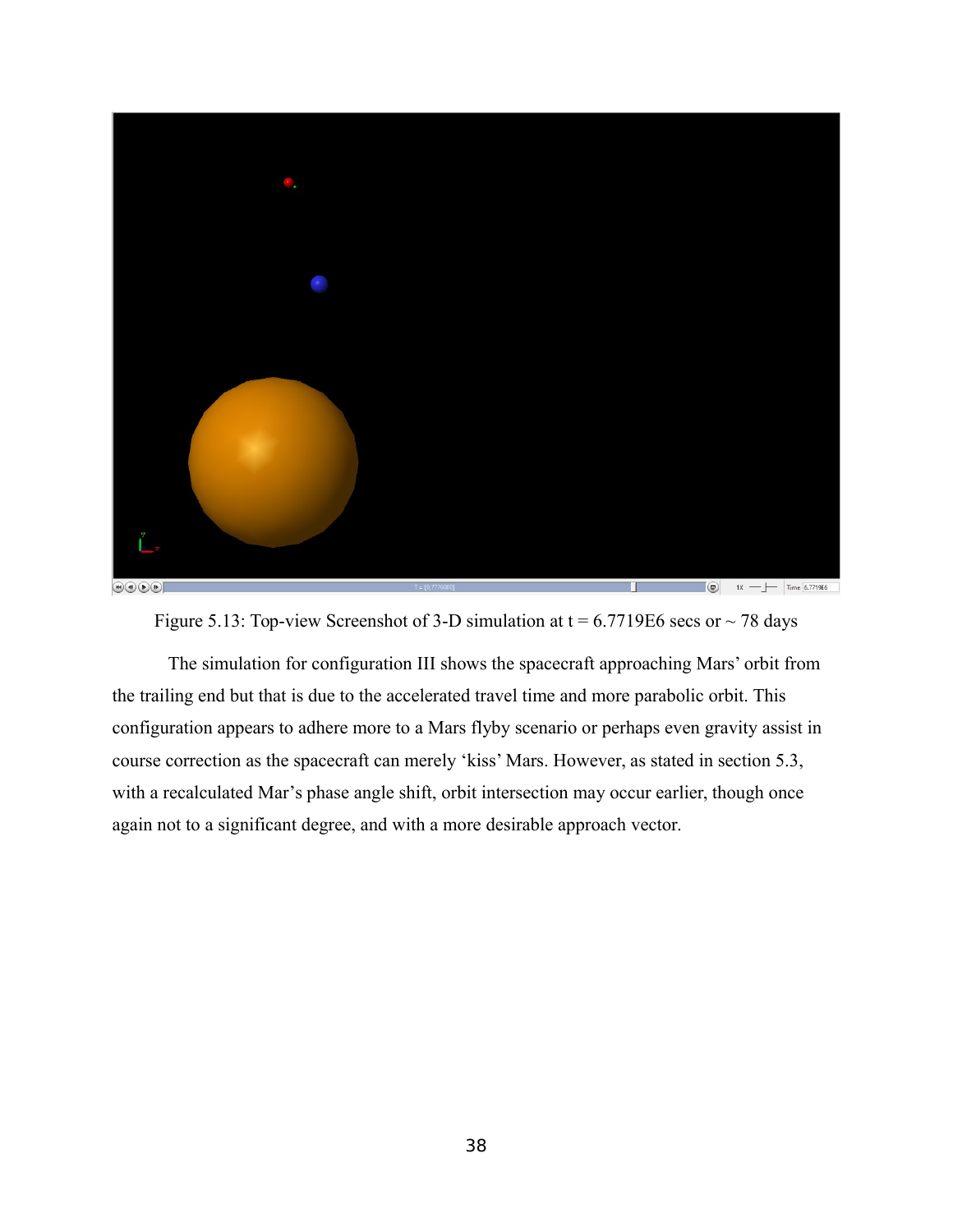Figure 5.13: Top-view Screenshot of 3-D simulation at t = 6.7719E6 secs or ~ 78 days

The simulation for configuration III shows the spacecraft approaching Mars' orbit from the trailing end but that is due to the accelerated travel time and more parabolic orbit. This configuration appears to adhere more to a Mars flyby scenario or perhaps even gravity assist in course correction as the spacecraft can merely 'kiss' Mars. However, as stated in section 5.3, with a recalculated Mar's phase angle shift, orbit intersection may occur earlier, though once again not to a significant degree, and with a more desirable approach vector.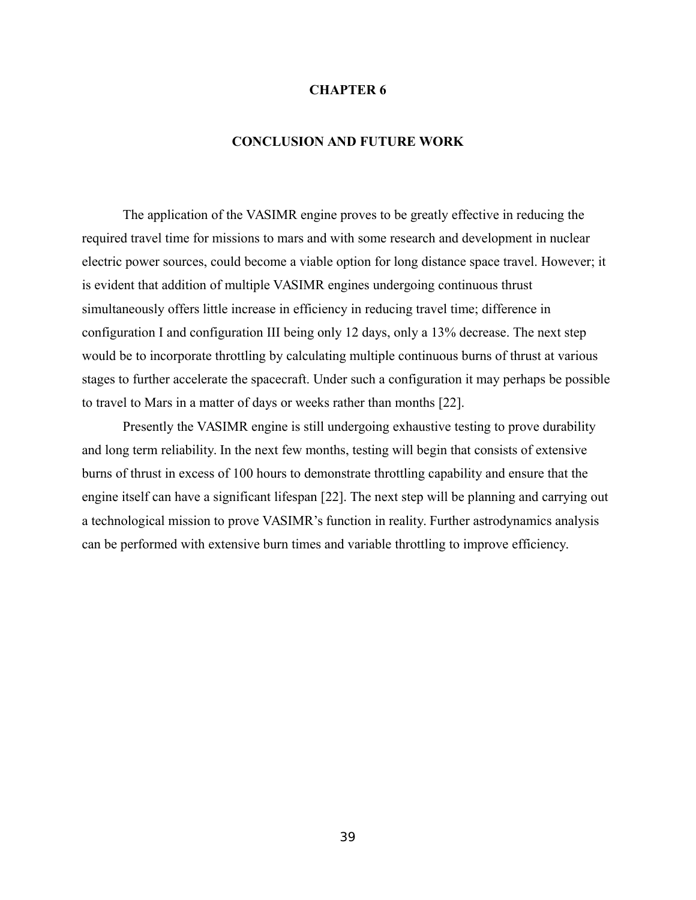# CHAPTER 6

## CONCLUSION AND FUTURE WORK

The application of the VASIMR engine proves to be greatly effective in reducing the required travel time for missions to mars and with some research and development in nuclear electric power sources, could become a viable option for long distance space travel. However; it is evident that addition of multiple VASIMR engines undergoing continuous thrust simultaneously offers little increase in efficiency in reducing travel time; difference in configuration I and configuration III being only 12 days, only a 13% decrease. The next step would be to incorporate throttling by calculating multiple continuous burns of thrust at various stages to further accelerate the spacecraft. Under such a configuration it may perhaps be possible to travel to Mars in a matter of days or weeks rather than months [22].

Presently the VASIMR engine is still undergoing exhaustive testing to prove durability and long term reliability. In the next few months, testing will begin that consists of extensive burns of thrust in excess of 100 hours to demonstrate throttling capability and ensure that the engine itself can have a significant lifespan [22]. The next step will be planning and carrying out a technological mission to prove VASIMR's function in reality. Further astrodynamics analysis can be performed with extensive burn times and variable throttling to improve efficiency.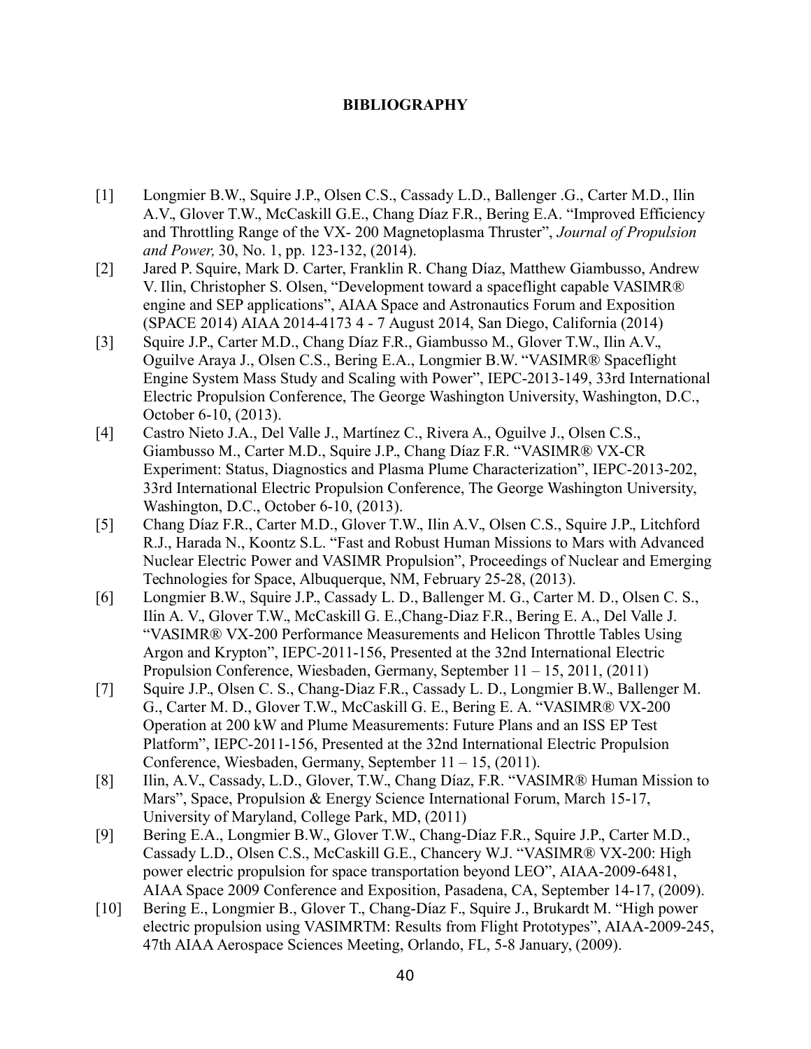# BIBLIOGRAPHY

[1] Longmier B.W., Squire J.P., Olsen C.S., Cassady L.D., Ballenger .G., Carter M.D., Ilin A.V., Glover T.W., McCaskill G.E., Chang Díaz F.R., Bering E.A. "Improved Efficiency and Throttling Range of the VX- 200 Magnetoplasma Thruster", *Journal of Propulsion and Power,* 30, No. 1, pp. 123-132, (2014).

[2] Jared P. Squire, Mark D. Carter, Franklin R. Chang Díaz, Matthew Giambusso, Andrew V. Ilin, Christopher S. Olsen, "Development toward a spaceflight capable VASIMR® engine and SEP applications", AIAA Space and Astronautics Forum and Exposition (SPACE 2014) AIAA 2014-4173 4 - 7 August 2014, San Diego, California (2014)

[3] Squire J.P., Carter M.D., Chang Díaz F.R., Giambusso M., Glover T.W., Ilin A.V., Oguilve Araya J., Olsen C.S., Bering E.A., Longmier B.W. "VASIMR® Spaceflight Engine System Mass Study and Scaling with Power", IEPC-2013-149, 33rd International Electric Propulsion Conference, The George Washington University, Washington, D.C., October 6-10, (2013).

[4] Castro Nieto J.A., Del Valle J., Martínez C., Rivera A., Oguilve J., Olsen C.S., Giambusso M., Carter M.D., Squire J.P., Chang Díaz F.R. "VASIMR® VX-CR Experiment: Status, Diagnostics and Plasma Plume Characterization", IEPC-2013-202, 33rd International Electric Propulsion Conference, The George Washington University, Washington, D.C., October 6-10, (2013).

[5] Chang Díaz F.R., Carter M.D., Glover T.W., Ilin A.V., Olsen C.S., Squire J.P., Litchford R.J., Harada N., Koontz S.L. "Fast and Robust Human Missions to Mars with Advanced Nuclear Electric Power and VASIMR Propulsion", Proceedings of Nuclear and Emerging Technologies for Space, Albuquerque, NM, February 25-28, (2013).

[6] Longmier B.W., Squire J.P., Cassady L. D., Ballenger M. G., Carter M. D., Olsen C. S., Ilin A. V., Glover T.W., McCaskill G. E.,Chang-Diaz F.R., Bering E. A., Del Valle J. "VASIMR® VX-200 Performance Measurements and Helicon Throttle Tables Using Argon and Krypton", IEPC-2011-156, Presented at the 32nd International Electric Propulsion Conference, Wiesbaden, Germany, September 11 – 15, 2011, (2011)

[7] Squire J.P., Olsen C. S., Chang-Diaz F.R., Cassady L. D., Longmier B.W., Ballenger M. G., Carter M. D., Glover T.W., McCaskill G. E., Bering E. A. "VASIMR® VX-200 Operation at 200 kW and Plume Measurements: Future Plans and an ISS EP Test Platform", IEPC-2011-156, Presented at the 32nd International Electric Propulsion Conference, Wiesbaden, Germany, September 11 – 15, (2011).

[8] Ilin, A.V., Cassady, L.D., Glover, T.W., Chang Díaz, F.R. "VASIMR® Human Mission to Mars", Space, Propulsion & Energy Science International Forum, March 15-17, University of Maryland, College Park, MD, (2011)

[9] Bering E.A., Longmier B.W., Glover T.W., Chang-Díaz F.R., Squire J.P., Carter M.D., Cassady L.D., Olsen C.S., McCaskill G.E., Chancery W.J. "VASIMR® VX-200: High power electric propulsion for space transportation beyond LEO", AIAA-2009-6481, AIAA Space 2009 Conference and Exposition, Pasadena, CA, September 14-17, (2009).

[10] Bering E., Longmier B., Glover T., Chang-Díaz F., Squire J., Brukardt M. "High power electric propulsion using VASIMRTM: Results from Flight Prototypes", AIAA-2009-245, 47th AIAA Aerospace Sciences Meeting, Orlando, FL, 5-8 January, (2009).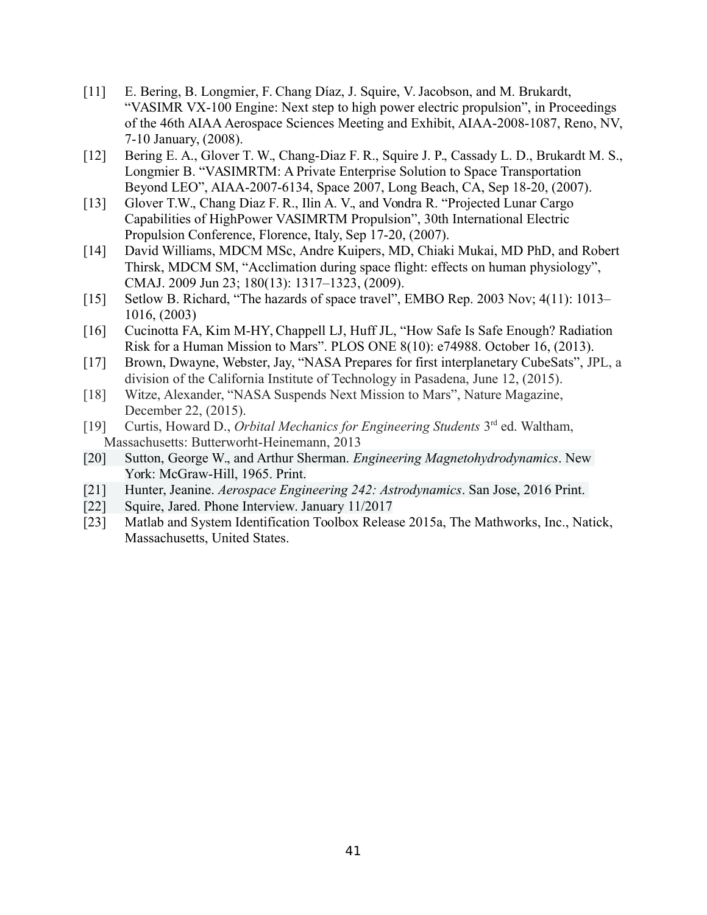[11] E. Bering, B. Longmier, F. Chang Díaz, J. Squire, V. Jacobson, and M. Brukardt, "VASIMR VX-100 Engine: Next step to high power electric propulsion", in Proceedings of the 46th AIAA Aerospace Sciences Meeting and Exhibit, AIAA-2008-1087, Reno, NV, 7-10 January, (2008).

[12] Bering E. A., Glover T. W., Chang-Diaz F. R., Squire J. P., Cassady L. D., Brukardt M. S., Longmier B. "VASIMRTM: A Private Enterprise Solution to Space Transportation Beyond LEO", AIAA-2007-6134, Space 2007, Long Beach, CA, Sep 18-20, (2007).

[13] Glover T.W., Chang Diaz F. R., Ilin A. V., and Vondra R. "Projected Lunar Cargo Capabilities of HighPower VASIMRTM Propulsion", 30th International Electric Propulsion Conference, Florence, Italy, Sep 17-20, (2007).

[14] David Williams, MDCM MSc, Andre Kuipers, MD, Chiaki Mukai, MD PhD, and Robert Thirsk, MDCM SM, "Acclimation during space flight: effects on human physiology", CMAJ. 2009 Jun 23; 180(13): 1317–1323, (2009).

[15] Setlow B. Richard, "The hazards of space travel", EMBO Rep. 2003 Nov; 4(11): 1013–1016, (2003)

[16] Cucinotta FA, Kim M-HY, Chappell LJ, Huff JL, "How Safe Is Safe Enough? Radiation Risk for a Human Mission to Mars". PLOS ONE 8(10): e74988. October 16, (2013).

[17] Brown, Dwayne, Webster, Jay, "NASA Prepares for first interplanetary CubeSats", JPL, a division of the California Institute of Technology in Pasadena, June 12, (2015).

[18] Witze, Alexander, "NASA Suspends Next Mission to Mars", Nature Magazine, December 22, (2015).

[19] Curtis, Howard D., *Orbital Mechanics for Engineering Students* 3rd ed. Waltham, Massachusetts: Butterworht-Heinemann, 2013

[20] Sutton, George W., and Arthur Sherman. *Engineering Magnetohydrodynamics*. New York: McGraw-Hill, 1965. Print.

[21] Hunter, Jeanine. *Aerospace Engineering 242: Astrodynamics*. San Jose, 2016 Print.

[22] Squire, Jared. Phone Interview. January 11/2017

[23] Matlab and System Identification Toolbox Release 2015a, The Mathworks, Inc., Natick, Massachusetts, United States.